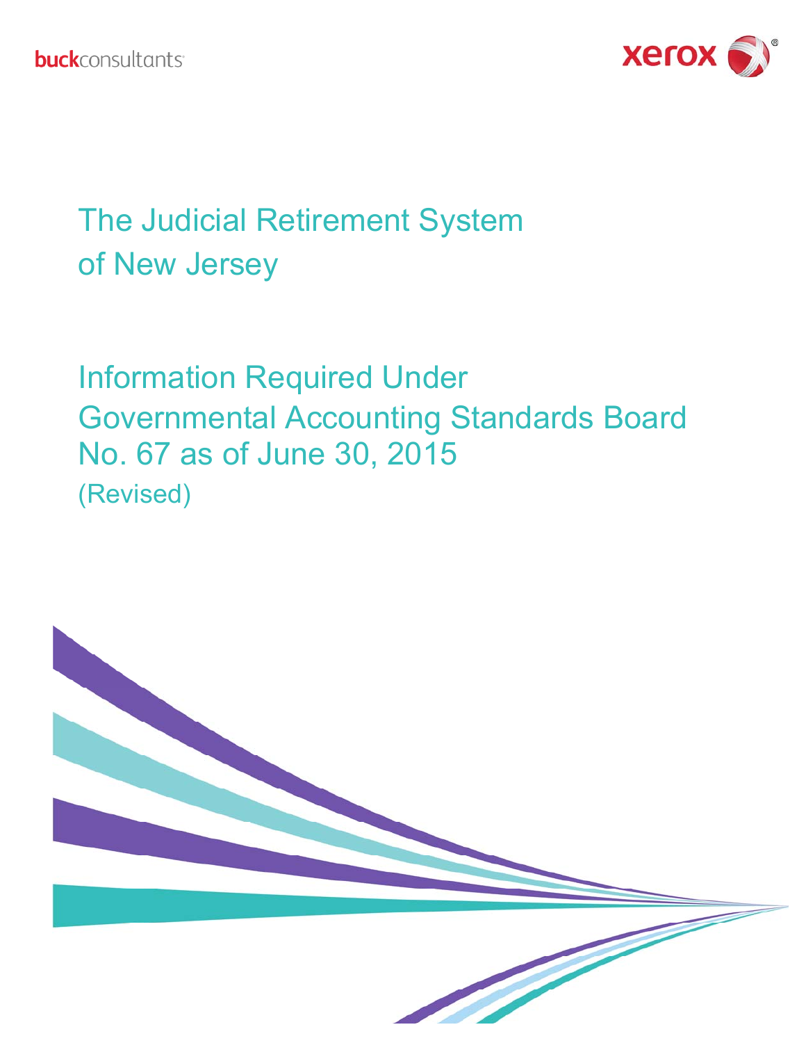buckconsultants

xerox

# The Judicial Retirement System of New Jersey

## Information Required Under Governmental Accounting Standards Board No. 67 as of June 30, 2015

(Revised)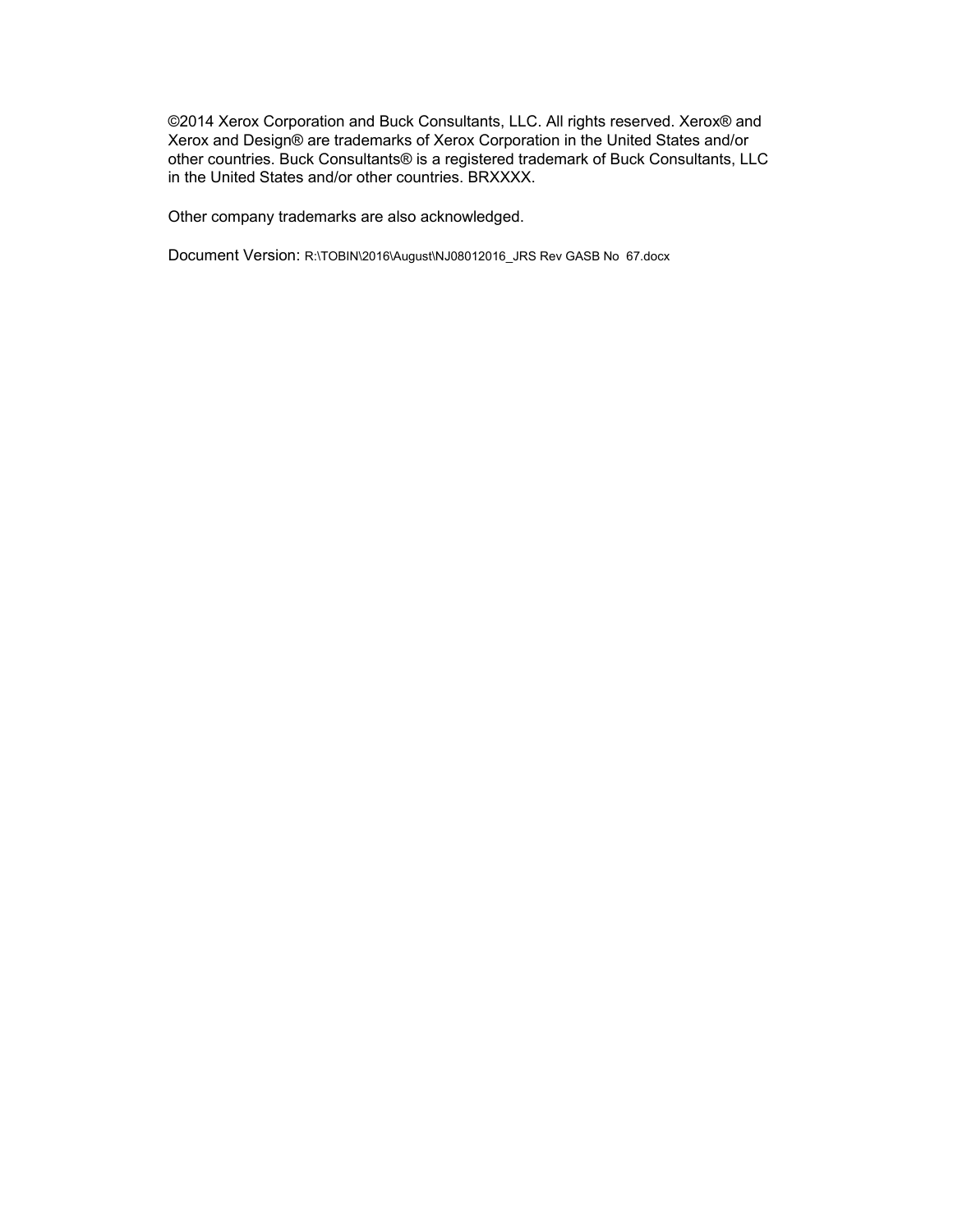©2014 Xerox Corporation and Buck Consultants, LLC. All rights reserved. Xerox® and Xerox and Design® are trademarks of Xerox Corporation in the United States and/or other countries. Buck Consultants® is a registered trademark of Buck Consultants, LLC in the United States and/or other countries. BRXXXX.

Other company trademarks are also acknowledged.

Document Version: R:\TOBIN\2016\August\NJ08012016_JRS Rev GASB No 67.docx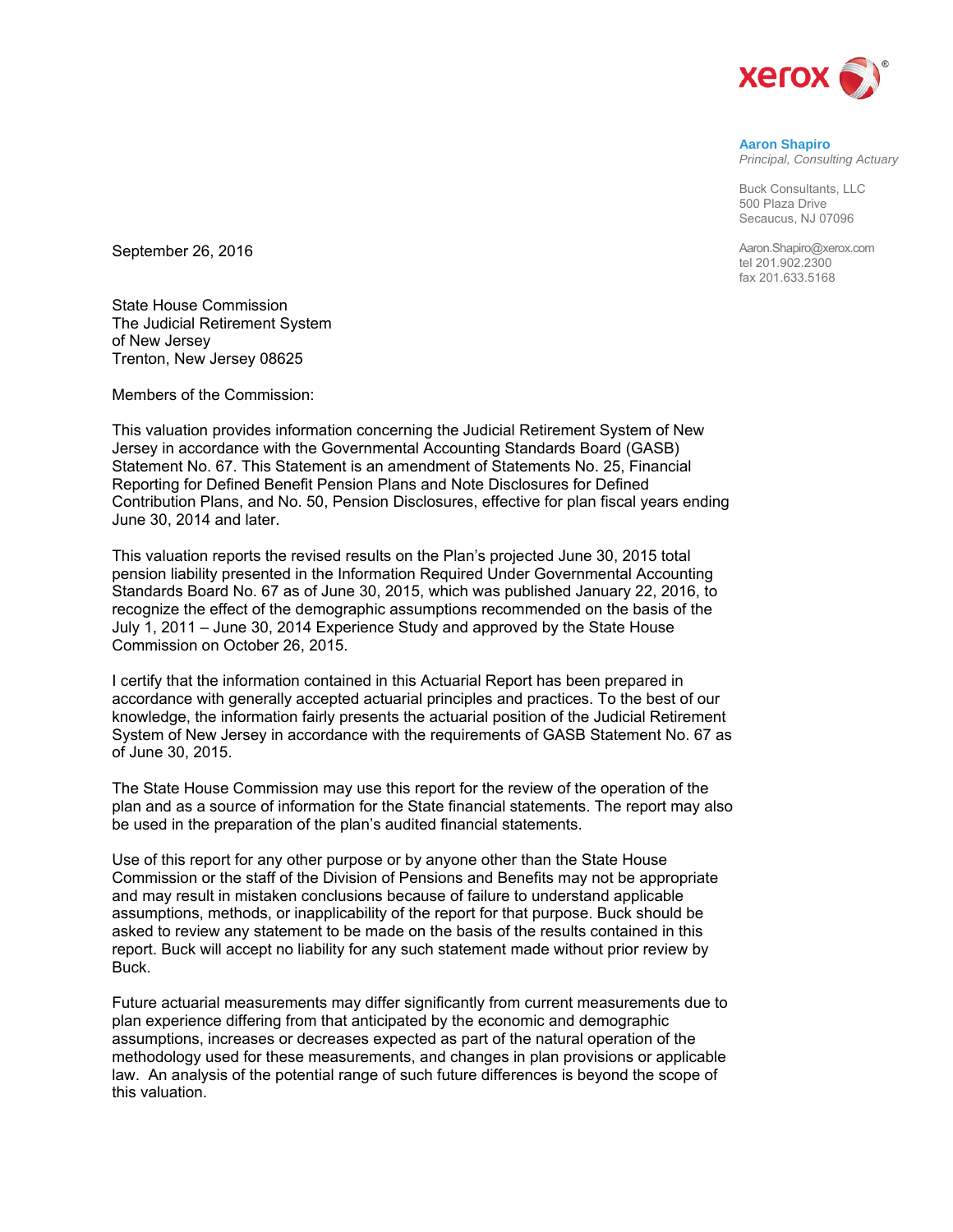**Aaron Shapiro**
*Principal, Consulting Actuary*

Buck Consultants, LLC
500 Plaza Drive
Secaucus, NJ 07096

Aaron.Shapiro@xerox.com
tel 201.902.2300
fax 201.633.5168

September 26, 2016

State House Commission
The Judicial Retirement System
of New Jersey
Trenton, New Jersey 08625

Members of the Commission:

This valuation provides information concerning the Judicial Retirement System of New Jersey in accordance with the Governmental Accounting Standards Board (GASB) Statement No. 67. This Statement is an amendment of Statements No. 25, Financial Reporting for Defined Benefit Pension Plans and Note Disclosures for Defined Contribution Plans, and No. 50, Pension Disclosures, effective for plan fiscal years ending June 30, 2014 and later.

This valuation reports the revised results on the Plan's projected June 30, 2015 total pension liability presented in the Information Required Under Governmental Accounting Standards Board No. 67 as of June 30, 2015, which was published January 22, 2016, to recognize the effect of the demographic assumptions recommended on the basis of the July 1, 2011 – June 30, 2014 Experience Study and approved by the State House Commission on October 26, 2015.

I certify that the information contained in this Actuarial Report has been prepared in accordance with generally accepted actuarial principles and practices. To the best of our knowledge, the information fairly presents the actuarial position of the Judicial Retirement System of New Jersey in accordance with the requirements of GASB Statement No. 67 as of June 30, 2015.

The State House Commission may use this report for the review of the operation of the plan and as a source of information for the State financial statements. The report may also be used in the preparation of the plan's audited financial statements.

Use of this report for any other purpose or by anyone other than the State House Commission or the staff of the Division of Pensions and Benefits may not be appropriate and may result in mistaken conclusions because of failure to understand applicable assumptions, methods, or inapplicability of the report for that purpose. Buck should be asked to review any statement to be made on the basis of the results contained in this report. Buck will accept no liability for any such statement made without prior review by Buck.

Future actuarial measurements may differ significantly from current measurements due to plan experience differing from that anticipated by the economic and demographic assumptions, increases or decreases expected as part of the natural operation of the methodology used for these measurements, and changes in plan provisions or applicable law. An analysis of the potential range of such future differences is beyond the scope of this valuation.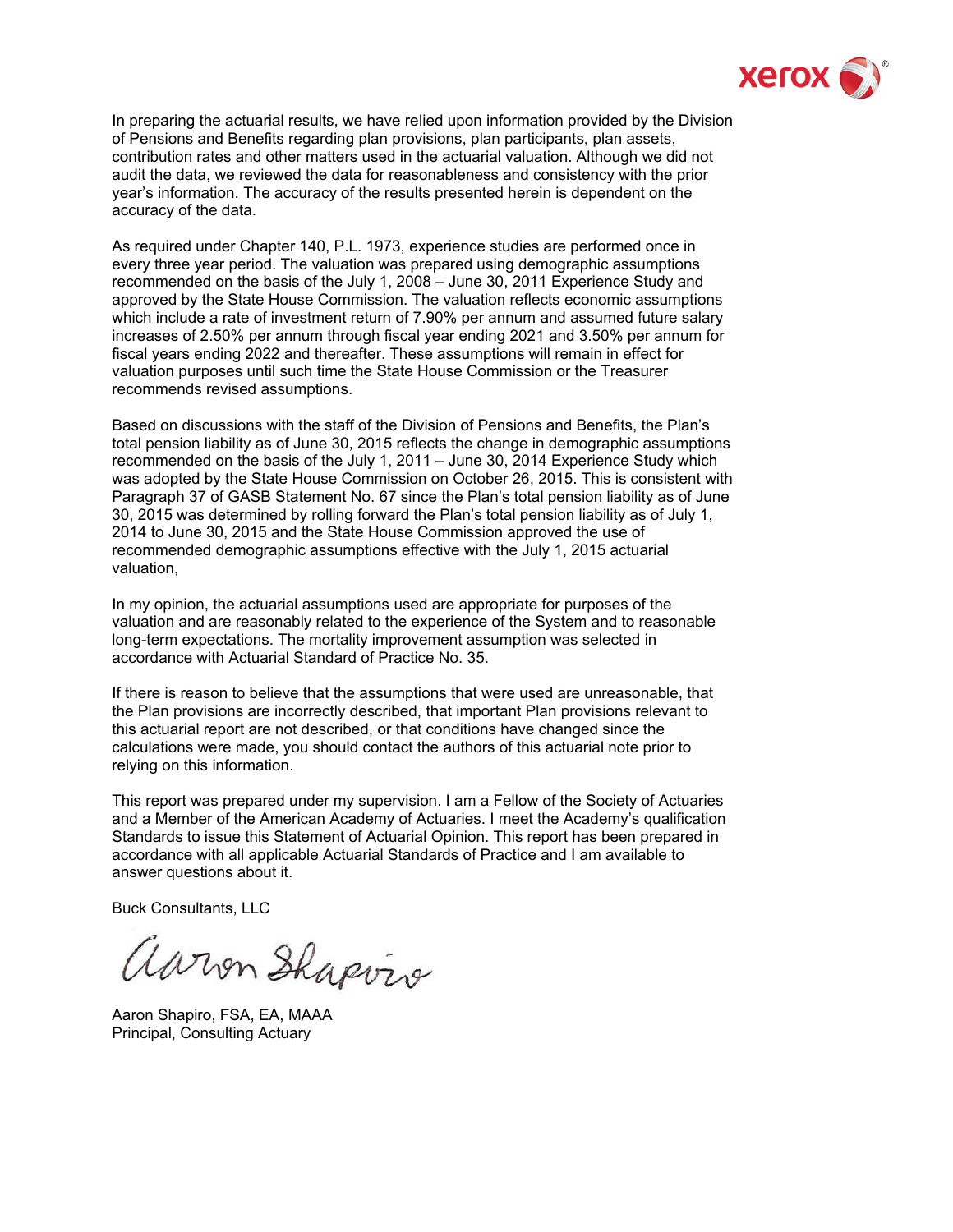In preparing the actuarial results, we have relied upon information provided by the Division of Pensions and Benefits regarding plan provisions, plan participants, plan assets, contribution rates and other matters used in the actuarial valuation. Although we did not audit the data, we reviewed the data for reasonableness and consistency with the prior year's information. The accuracy of the results presented herein is dependent on the accuracy of the data.

As required under Chapter 140, P.L. 1973, experience studies are performed once in every three year period. The valuation was prepared using demographic assumptions recommended on the basis of the July 1, 2008 – June 30, 2011 Experience Study and approved by the State House Commission. The valuation reflects economic assumptions which include a rate of investment return of 7.90% per annum and assumed future salary increases of 2.50% per annum through fiscal year ending 2021 and 3.50% per annum for fiscal years ending 2022 and thereafter. These assumptions will remain in effect for valuation purposes until such time the State House Commission or the Treasurer recommends revised assumptions.

Based on discussions with the staff of the Division of Pensions and Benefits, the Plan's total pension liability as of June 30, 2015 reflects the change in demographic assumptions recommended on the basis of the July 1, 2011 – June 30, 2014 Experience Study which was adopted by the State House Commission on October 26, 2015. This is consistent with Paragraph 37 of GASB Statement No. 67 since the Plan's total pension liability as of June 30, 2015 was determined by rolling forward the Plan's total pension liability as of July 1, 2014 to June 30, 2015 and the State House Commission approved the use of recommended demographic assumptions effective with the July 1, 2015 actuarial valuation,

In my opinion, the actuarial assumptions used are appropriate for purposes of the valuation and are reasonably related to the experience of the System and to reasonable long-term expectations. The mortality improvement assumption was selected in accordance with Actuarial Standard of Practice No. 35.

If there is reason to believe that the assumptions that were used are unreasonable, that the Plan provisions are incorrectly described, that important Plan provisions relevant to this actuarial report are not described, or that conditions have changed since the calculations were made, you should contact the authors of this actuarial note prior to relying on this information.

This report was prepared under my supervision. I am a Fellow of the Society of Actuaries and a Member of the American Academy of Actuaries. I meet the Academy's qualification Standards to issue this Statement of Actuarial Opinion. This report has been prepared in accordance with all applicable Actuarial Standards of Practice and I am available to answer questions about it.

Buck Consultants, LLC

Aaron Shapiro

Aaron Shapiro, FSA, EA, MAAA
Principal, Consulting Actuary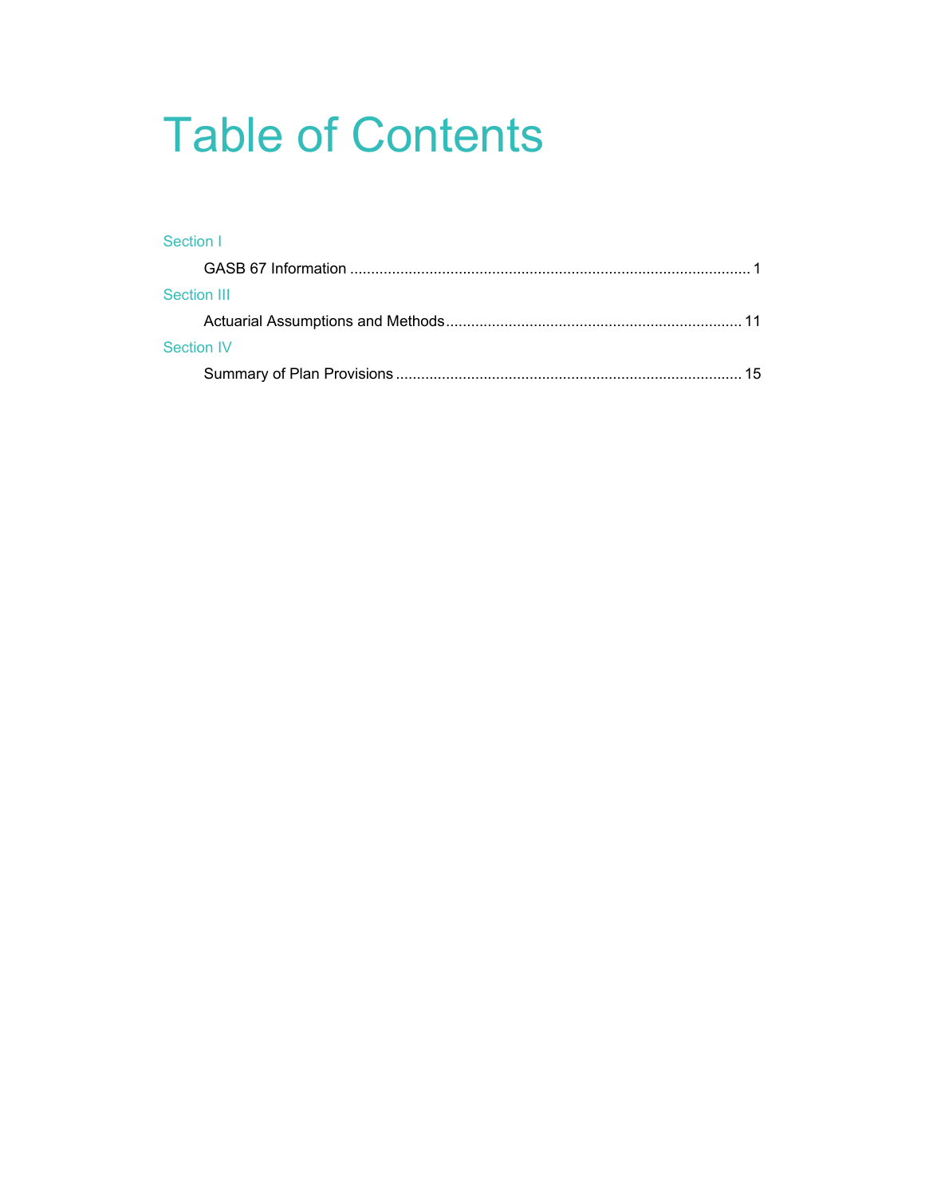# Table of Contents

Section I

GASB 67 Information ............................................................................................... 1

Section III

Actuarial Assumptions and Methods...................................................................... 11

Section IV

Summary of Plan Provisions .................................................................................. 15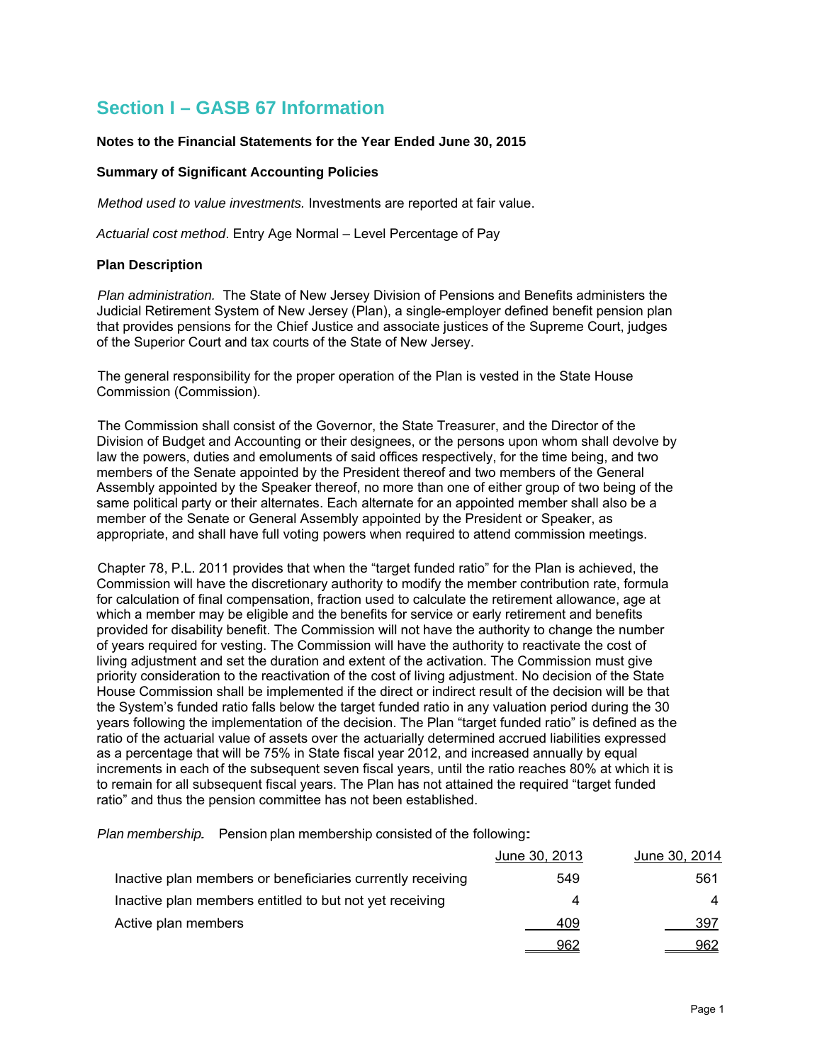## Section I – GASB 67 Information

**Notes to the Financial Statements for the Year Ended June 30, 2015**

**Summary of Significant Accounting Policies**

*Method used to value investments.* Investments are reported at fair value.

*Actuarial cost method*. Entry Age Normal – Level Percentage of Pay

**Plan Description**

*Plan administration.* The State of New Jersey Division of Pensions and Benefits administers the Judicial Retirement System of New Jersey (Plan), a single-employer defined benefit pension plan that provides pensions for the Chief Justice and associate justices of the Supreme Court, judges of the Superior Court and tax courts of the State of New Jersey.

The general responsibility for the proper operation of the Plan is vested in the State House Commission (Commission).

The Commission shall consist of the Governor, the State Treasurer, and the Director of the Division of Budget and Accounting or their designees, or the persons upon whom shall devolve by law the powers, duties and emoluments of said offices respectively, for the time being, and two members of the Senate appointed by the President thereof and two members of the General Assembly appointed by the Speaker thereof, no more than one of either group of two being of the same political party or their alternates. Each alternate for an appointed member shall also be a member of the Senate or General Assembly appointed by the President or Speaker, as appropriate, and shall have full voting powers when required to attend commission meetings.

Chapter 78, P.L. 2011 provides that when the "target funded ratio" for the Plan is achieved, the Commission will have the discretionary authority to modify the member contribution rate, formula for calculation of final compensation, fraction used to calculate the retirement allowance, age at which a member may be eligible and the benefits for service or early retirement and benefits provided for disability benefit. The Commission will not have the authority to change the number of years required for vesting. The Commission will have the authority to reactivate the cost of living adjustment and set the duration and extent of the activation. The Commission must give priority consideration to the reactivation of the cost of living adjustment. No decision of the State House Commission shall be implemented if the direct or indirect result of the decision will be that the System's funded ratio falls below the target funded ratio in any valuation period during the 30 years following the implementation of the decision. The Plan "target funded ratio" is defined as the ratio of the actuarial value of assets over the actuarially determined accrued liabilities expressed as a percentage that will be 75% in State fiscal year 2012, and increased annually by equal increments in each of the subsequent seven fiscal years, until the ratio reaches 80% at which it is to remain for all subsequent fiscal years. The Plan has not attained the required "target funded ratio" and thus the pension committee has not been established.

*Plan membership.* Pension plan membership consisted of the following:

| | June 30, 2013 | June 30, 2014 |
|---|---|---|
| Inactive plan members or beneficiaries currently receiving | 549 | 561 |
| Inactive plan members entitled to but not yet receiving | 4 | 4 |
| Active plan members | 409 | 397 |
| | 962 | 962 |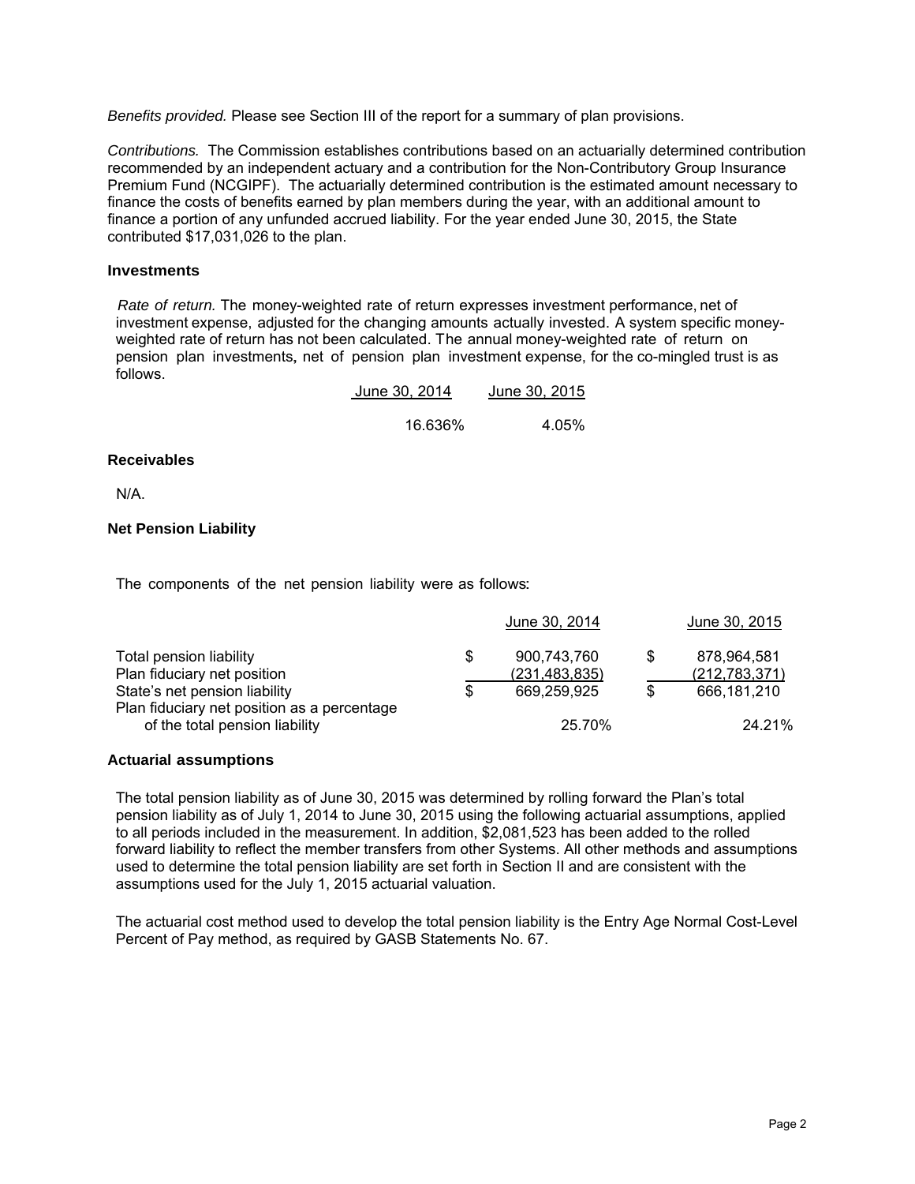*Benefits provided.* Please see Section III of the report for a summary of plan provisions.

*Contributions.* The Commission establishes contributions based on an actuarially determined contribution recommended by an independent actuary and a contribution for the Non-Contributory Group Insurance Premium Fund (NCGIPF). The actuarially determined contribution is the estimated amount necessary to finance the costs of benefits earned by plan members during the year, with an additional amount to finance a portion of any unfunded accrued liability. For the year ended June 30, 2015, the State contributed $17,031,026 to the plan.

### Investments

*Rate of return.* The money-weighted rate of return expresses investment performance, net of investment expense, adjusted for the changing amounts actually invested. A system specific money-weighted rate of return has not been calculated. The annual money-weighted rate of return on pension plan investments, net of pension plan investment expense, for the co-mingled trust is as follows.

| June 30, 2014 | June 30, 2015 |
|---|---|
| 16.636% | 4.05% |

### Receivables

N/A.

### Net Pension Liability

The components of the net pension liability were as follows:

| | | June 30, 2014 | | June 30, 2015 |
|---|---|---|---|---|
| Total pension liability | $ | 900,743,760 | $ | 878,964,581 |
| Plan fiduciary net position | | (231,483,835) | | (212,783,371) |
| State's net pension liability | $ | 669,259,925 | $ | 666,181,210 |
| Plan fiduciary net position as a percentage of the total pension liability | | 25.70% | | 24.21% |

### Actuarial assumptions

The total pension liability as of June 30, 2015 was determined by rolling forward the Plan's total pension liability as of July 1, 2014 to June 30, 2015 using the following actuarial assumptions, applied to all periods included in the measurement. In addition, $2,081,523 has been added to the rolled forward liability to reflect the member transfers from other Systems. All other methods and assumptions used to determine the total pension liability are set forth in Section II and are consistent with the assumptions used for the July 1, 2015 actuarial valuation.

The actuarial cost method used to develop the total pension liability is the Entry Age Normal Cost-Level Percent of Pay method, as required by GASB Statements No. 67.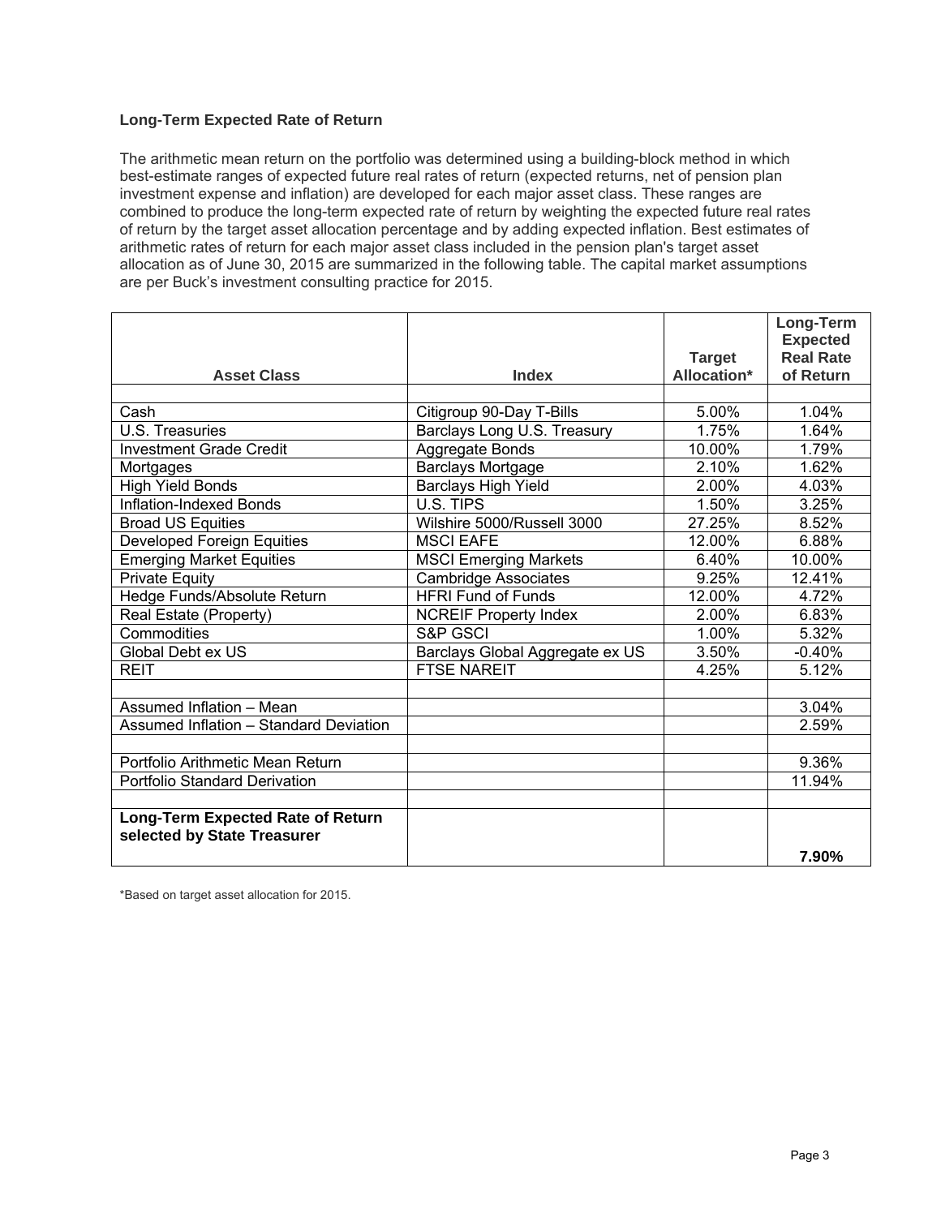### Long-Term Expected Rate of Return

The arithmetic mean return on the portfolio was determined using a building-block method in which best-estimate ranges of expected future real rates of return (expected returns, net of pension plan investment expense and inflation) are developed for each major asset class. These ranges are combined to produce the long-term expected rate of return by weighting the expected future real rates of return by the target asset allocation percentage and by adding expected inflation. Best estimates of arithmetic rates of return for each major asset class included in the pension plan's target asset allocation as of June 30, 2015 are summarized in the following table. The capital market assumptions are per Buck's investment consulting practice for 2015.

| Asset Class | Index | Target Allocation* | Long-Term Expected Real Rate of Return |
|---|---|---|---|
| | | | |
| Cash | Citigroup 90-Day T-Bills | 5.00% | 1.04% |
| U.S. Treasuries | Barclays Long U.S. Treasury | 1.75% | 1.64% |
| Investment Grade Credit | Aggregate Bonds | 10.00% | 1.79% |
| Mortgages | Barclays Mortgage | 2.10% | 1.62% |
| High Yield Bonds | Barclays High Yield | 2.00% | 4.03% |
| Inflation-Indexed Bonds | U.S. TIPS | 1.50% | 3.25% |
| Broad US Equities | Wilshire 5000/Russell 3000 | 27.25% | 8.52% |
| Developed Foreign Equities | MSCI EAFE | 12.00% | 6.88% |
| Emerging Market Equities | MSCI Emerging Markets | 6.40% | 10.00% |
| Private Equity | Cambridge Associates | 9.25% | 12.41% |
| Hedge Funds/Absolute Return | HFRI Fund of Funds | 12.00% | 4.72% |
| Real Estate (Property) | NCREIF Property Index | 2.00% | 6.83% |
| Commodities | S&P GSCI | 1.00% | 5.32% |
| Global Debt ex US | Barclays Global Aggregate ex US | 3.50% | -0.40% |
| REIT | FTSE NAREIT | 4.25% | 5.12% |
| | | | |
| Assumed Inflation – Mean | | | 3.04% |
| Assumed Inflation – Standard Deviation | | | 2.59% |
| | | | |
| Portfolio Arithmetic Mean Return | | | 9.36% |
| Portfolio Standard Derivation | | | 11.94% |
| | | | |
| **Long-Term Expected Rate of Return selected by State Treasurer** | | | **7.90%** |

*Based on target asset allocation for 2015.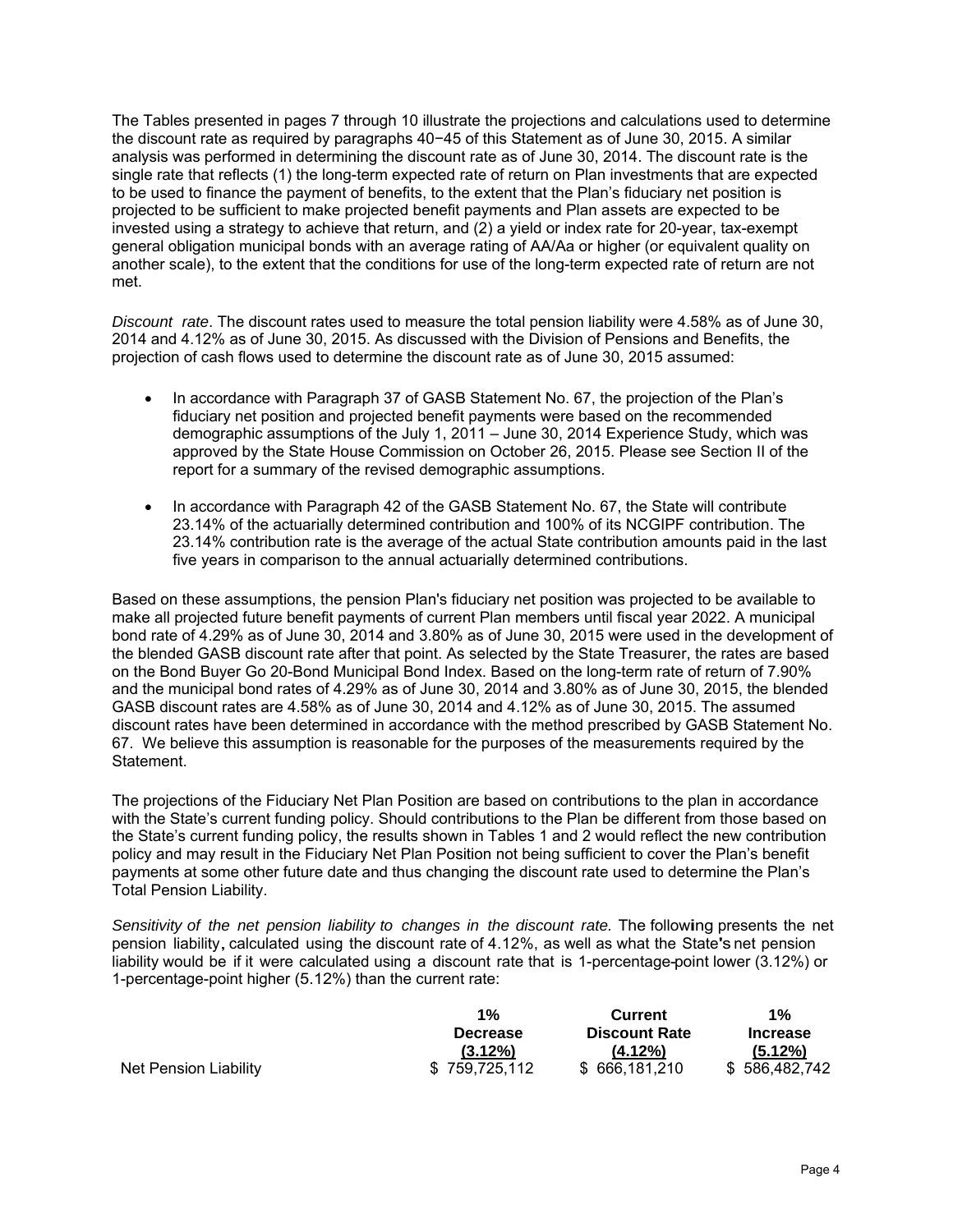The Tables presented in pages 7 through 10 illustrate the projections and calculations used to determine the discount rate as required by paragraphs 40−45 of this Statement as of June 30, 2015. A similar analysis was performed in determining the discount rate as of June 30, 2014. The discount rate is the single rate that reflects (1) the long-term expected rate of return on Plan investments that are expected to be used to finance the payment of benefits, to the extent that the Plan's fiduciary net position is projected to be sufficient to make projected benefit payments and Plan assets are expected to be invested using a strategy to achieve that return, and (2) a yield or index rate for 20-year, tax-exempt general obligation municipal bonds with an average rating of AA/Aa or higher (or equivalent quality on another scale), to the extent that the conditions for use of the long-term expected rate of return are not met.

*Discount rate*. The discount rates used to measure the total pension liability were 4.58% as of June 30, 2014 and 4.12% as of June 30, 2015. As discussed with the Division of Pensions and Benefits, the projection of cash flows used to determine the discount rate as of June 30, 2015 assumed:

- In accordance with Paragraph 37 of GASB Statement No. 67, the projection of the Plan's fiduciary net position and projected benefit payments were based on the recommended demographic assumptions of the July 1, 2011 – June 30, 2014 Experience Study, which was approved by the State House Commission on October 26, 2015. Please see Section II of the report for a summary of the revised demographic assumptions.
- In accordance with Paragraph 42 of the GASB Statement No. 67, the State will contribute 23.14% of the actuarially determined contribution and 100% of its NCGIPF contribution. The 23.14% contribution rate is the average of the actual State contribution amounts paid in the last five years in comparison to the annual actuarially determined contributions.

Based on these assumptions, the pension Plan's fiduciary net position was projected to be available to make all projected future benefit payments of current Plan members until fiscal year 2022. A municipal bond rate of 4.29% as of June 30, 2014 and 3.80% as of June 30, 2015 were used in the development of the blended GASB discount rate after that point. As selected by the State Treasurer, the rates are based on the Bond Buyer Go 20-Bond Municipal Bond Index. Based on the long-term rate of return of 7.90% and the municipal bond rates of 4.29% as of June 30, 2014 and 3.80% as of June 30, 2015, the blended GASB discount rates are 4.58% as of June 30, 2014 and 4.12% as of June 30, 2015. The assumed discount rates have been determined in accordance with the method prescribed by GASB Statement No. 67. We believe this assumption is reasonable for the purposes of the measurements required by the Statement.

The projections of the Fiduciary Net Plan Position are based on contributions to the plan in accordance with the State's current funding policy. Should contributions to the Plan be different from those based on the State's current funding policy, the results shown in Tables 1 and 2 would reflect the new contribution policy and may result in the Fiduciary Net Plan Position not being sufficient to cover the Plan's benefit payments at some other future date and thus changing the discount rate used to determine the Plan's Total Pension Liability.

*Sensitivity of the net pension liability to changes in the discount rate.* The following presents the net pension liability, calculated using the discount rate of 4.12%, as well as what the State's net pension liability would be if it were calculated using a discount rate that is 1-percentage-point lower (3.12%) or 1-percentage-point higher (5.12%) than the current rate:

| | 1% Decrease (3.12%) | Current Discount Rate (4.12%) | 1% Increase (5.12%) |
|---|---|---|---|
| Net Pension Liability | $ 759,725,112 | $ 666,181,210 | $ 586,482,742 |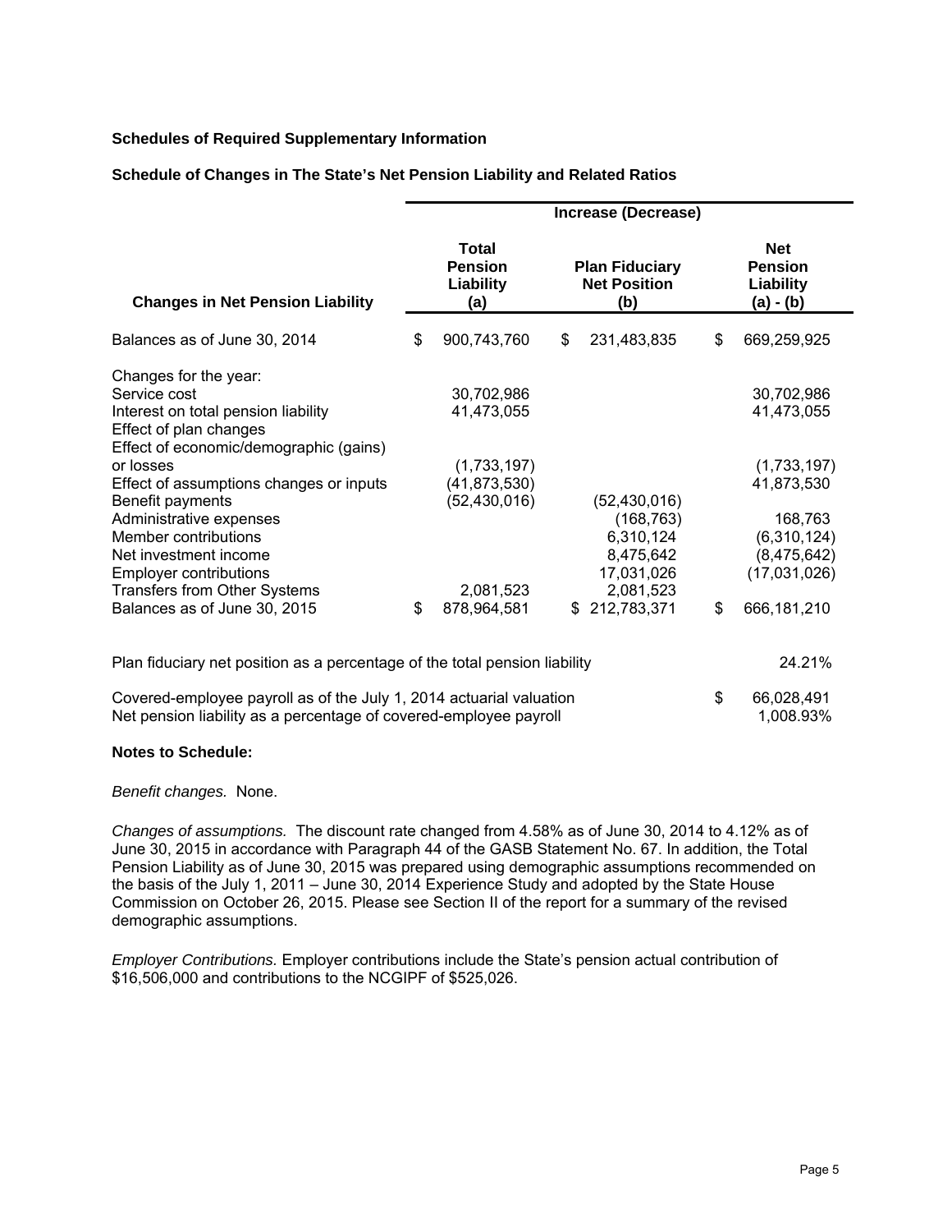**Schedules of Required Supplementary Information**

**Schedule of Changes in The State's Net Pension Liability and Related Ratios**

| | Increase (Decrease) | | |
|---|---|---|---|
| **Changes in Net Pension Liability** | **Total Pension Liability (a)** | **Plan Fiduciary Net Position (b)** | **Net Pension Liability (a) - (b)** |
| Balances as of June 30, 2014 | $ 900,743,760 | $ 231,483,835 | $ 669,259,925 |
| Changes for the year: | | | |
| Service cost | 30,702,986 | | 30,702,986 |
| Interest on total pension liability | 41,473,055 | | 41,473,055 |
| Effect of plan changes | | | |
| Effect of economic/demographic (gains) or losses | (1,733,197) | | (1,733,197) |
| Effect of assumptions changes or inputs | (41,873,530) | | 41,873,530 |
| Benefit payments | (52,430,016) | (52,430,016) | |
| Administrative expenses | | (168,763) | 168,763 |
| Member contributions | | 6,310,124 | (6,310,124) |
| Net investment income | | 8,475,642 | (8,475,642) |
| Employer contributions | | 17,031,026 | (17,031,026) |
| Transfers from Other Systems | 2,081,523 | 2,081,523 | |
| Balances as of June 30, 2015 | $ 878,964,581 | $ 212,783,371 | $ 666,181,210 |

| | |
|---|---|
| Plan fiduciary net position as a percentage of the total pension liability | 24.21% |
| Covered-employee payroll as of the July 1, 2014 actuarial valuation | $ 66,028,491 |
| Net pension liability as a percentage of covered-employee payroll | 1,008.93% |

**Notes to Schedule:**

*Benefit changes.* None.

*Changes of assumptions.* The discount rate changed from 4.58% as of June 30, 2014 to 4.12% as of June 30, 2015 in accordance with Paragraph 44 of the GASB Statement No. 67. In addition, the Total Pension Liability as of June 30, 2015 was prepared using demographic assumptions recommended on the basis of the July 1, 2011 – June 30, 2014 Experience Study and adopted by the State House Commission on October 26, 2015. Please see Section II of the report for a summary of the revised demographic assumptions.

*Employer Contributions.* Employer contributions include the State's pension actual contribution of $16,506,000 and contributions to the NCGIPF of $525,026.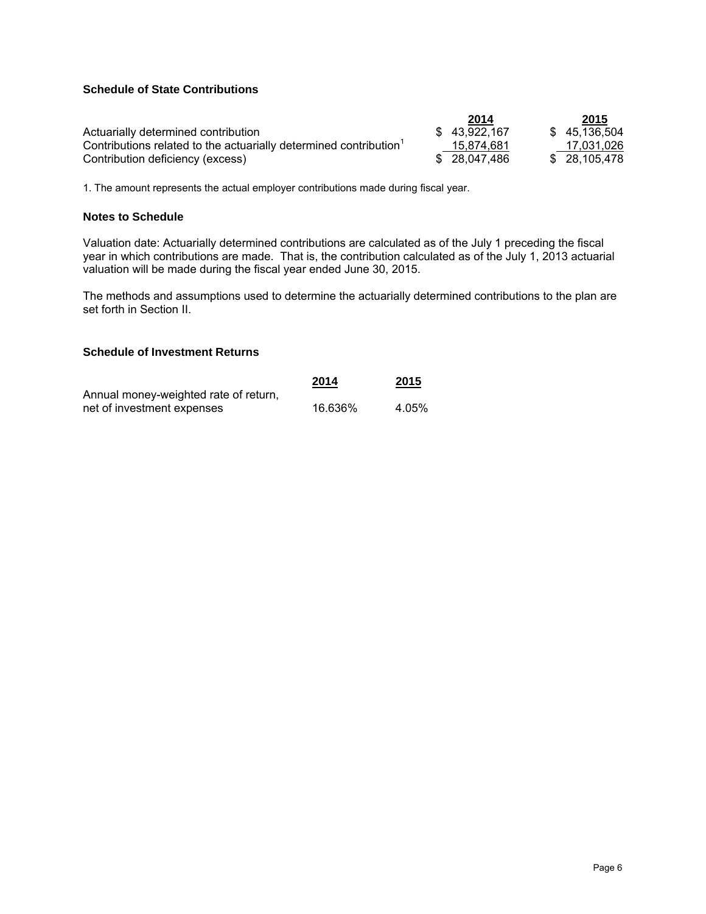### Schedule of State Contributions

| | 2014 | 2015 |
|---|---|---|
| Actuarially determined contribution | $ 43,922,167 | $ 45,136,504 |
| Contributions related to the actuarially determined contribution[1] | 15,874,681 | 17,031,026 |
| Contribution deficiency (excess) | $ 28,047,486 | $ 28,105,478 |

1. The amount represents the actual employer contributions made during fiscal year.

### Notes to Schedule

Valuation date: Actuarially determined contributions are calculated as of the July 1 preceding the fiscal year in which contributions are made. That is, the contribution calculated as of the July 1, 2013 actuarial valuation will be made during the fiscal year ended June 30, 2015.

The methods and assumptions used to determine the actuarially determined contributions to the plan are set forth in Section II.

### Schedule of Investment Returns

| | 2014 | 2015 |
|---|---|---|
| Annual money-weighted rate of return, net of investment expenses | 16.636% | 4.05% |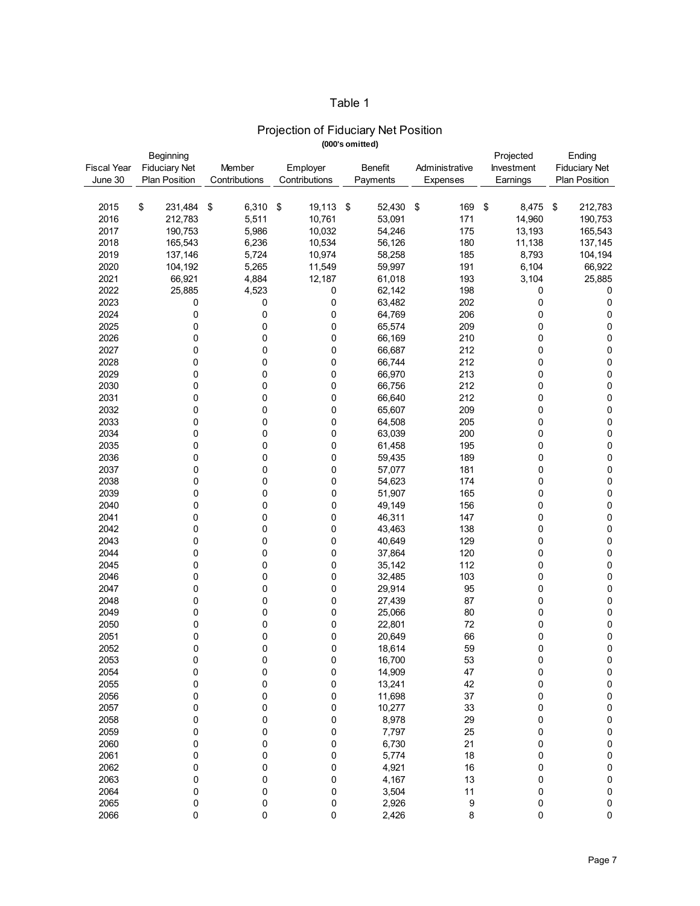# Table 1

## Projection of Fiduciary Net Position

**(000's omitted)**

| Fiscal Year June 30 | Beginning Fiduciary Net Plan Position | Member Contributions | Employer Contributions | Benefit Payments | Administrative Expenses | Projected Investment Earnings | Ending Fiduciary Net Plan Position |
|---|---|---|---|---|---|---|---|
| 2015 | $ 231,484 | $ 6,310 | $ 19,113 | $ 52,430 | $ 169 | $ 8,475 | $ 212,783 |
| 2016 | 212,783 | 5,511 | 10,761 | 53,091 | 171 | 14,960 | 190,753 |
| 2017 | 190,753 | 5,986 | 10,032 | 54,246 | 175 | 13,193 | 165,543 |
| 2018 | 165,543 | 6,236 | 10,534 | 56,126 | 180 | 11,138 | 137,145 |
| 2019 | 137,146 | 5,724 | 10,974 | 58,258 | 185 | 8,793 | 104,194 |
| 2020 | 104,192 | 5,265 | 11,549 | 59,997 | 191 | 6,104 | 66,922 |
| 2021 | 66,921 | 4,884 | 12,187 | 61,018 | 193 | 3,104 | 25,885 |
| 2022 | 25,885 | 4,523 | 0 | 62,142 | 198 | 0 | 0 |
| 2023 | 0 | 0 | 0 | 63,482 | 202 | 0 | 0 |
| 2024 | 0 | 0 | 0 | 64,769 | 206 | 0 | 0 |
| 2025 | 0 | 0 | 0 | 65,574 | 209 | 0 | 0 |
| 2026 | 0 | 0 | 0 | 66,169 | 210 | 0 | 0 |
| 2027 | 0 | 0 | 0 | 66,687 | 212 | 0 | 0 |
| 2028 | 0 | 0 | 0 | 66,744 | 212 | 0 | 0 |
| 2029 | 0 | 0 | 0 | 66,970 | 213 | 0 | 0 |
| 2030 | 0 | 0 | 0 | 66,756 | 212 | 0 | 0 |
| 2031 | 0 | 0 | 0 | 66,640 | 212 | 0 | 0 |
| 2032 | 0 | 0 | 0 | 65,607 | 209 | 0 | 0 |
| 2033 | 0 | 0 | 0 | 64,508 | 205 | 0 | 0 |
| 2034 | 0 | 0 | 0 | 63,039 | 200 | 0 | 0 |
| 2035 | 0 | 0 | 0 | 61,458 | 195 | 0 | 0 |
| 2036 | 0 | 0 | 0 | 59,435 | 189 | 0 | 0 |
| 2037 | 0 | 0 | 0 | 57,077 | 181 | 0 | 0 |
| 2038 | 0 | 0 | 0 | 54,623 | 174 | 0 | 0 |
| 2039 | 0 | 0 | 0 | 51,907 | 165 | 0 | 0 |
| 2040 | 0 | 0 | 0 | 49,149 | 156 | 0 | 0 |
| 2041 | 0 | 0 | 0 | 46,311 | 147 | 0 | 0 |
| 2042 | 0 | 0 | 0 | 43,463 | 138 | 0 | 0 |
| 2043 | 0 | 0 | 0 | 40,649 | 129 | 0 | 0 |
| 2044 | 0 | 0 | 0 | 37,864 | 120 | 0 | 0 |
| 2045 | 0 | 0 | 0 | 35,142 | 112 | 0 | 0 |
| 2046 | 0 | 0 | 0 | 32,485 | 103 | 0 | 0 |
| 2047 | 0 | 0 | 0 | 29,914 | 95 | 0 | 0 |
| 2048 | 0 | 0 | 0 | 27,439 | 87 | 0 | 0 |
| 2049 | 0 | 0 | 0 | 25,066 | 80 | 0 | 0 |
| 2050 | 0 | 0 | 0 | 22,801 | 72 | 0 | 0 |
| 2051 | 0 | 0 | 0 | 20,649 | 66 | 0 | 0 |
| 2052 | 0 | 0 | 0 | 18,614 | 59 | 0 | 0 |
| 2053 | 0 | 0 | 0 | 16,700 | 53 | 0 | 0 |
| 2054 | 0 | 0 | 0 | 14,909 | 47 | 0 | 0 |
| 2055 | 0 | 0 | 0 | 13,241 | 42 | 0 | 0 |
| 2056 | 0 | 0 | 0 | 11,698 | 37 | 0 | 0 |
| 2057 | 0 | 0 | 0 | 10,277 | 33 | 0 | 0 |
| 2058 | 0 | 0 | 0 | 8,978 | 29 | 0 | 0 |
| 2059 | 0 | 0 | 0 | 7,797 | 25 | 0 | 0 |
| 2060 | 0 | 0 | 0 | 6,730 | 21 | 0 | 0 |
| 2061 | 0 | 0 | 0 | 5,774 | 18 | 0 | 0 |
| 2062 | 0 | 0 | 0 | 4,921 | 16 | 0 | 0 |
| 2063 | 0 | 0 | 0 | 4,167 | 13 | 0 | 0 |
| 2064 | 0 | 0 | 0 | 3,504 | 11 | 0 | 0 |
| 2065 | 0 | 0 | 0 | 2,926 | 9 | 0 | 0 |
| 2066 | 0 | 0 | 0 | 2,426 | 8 | 0 | 0 |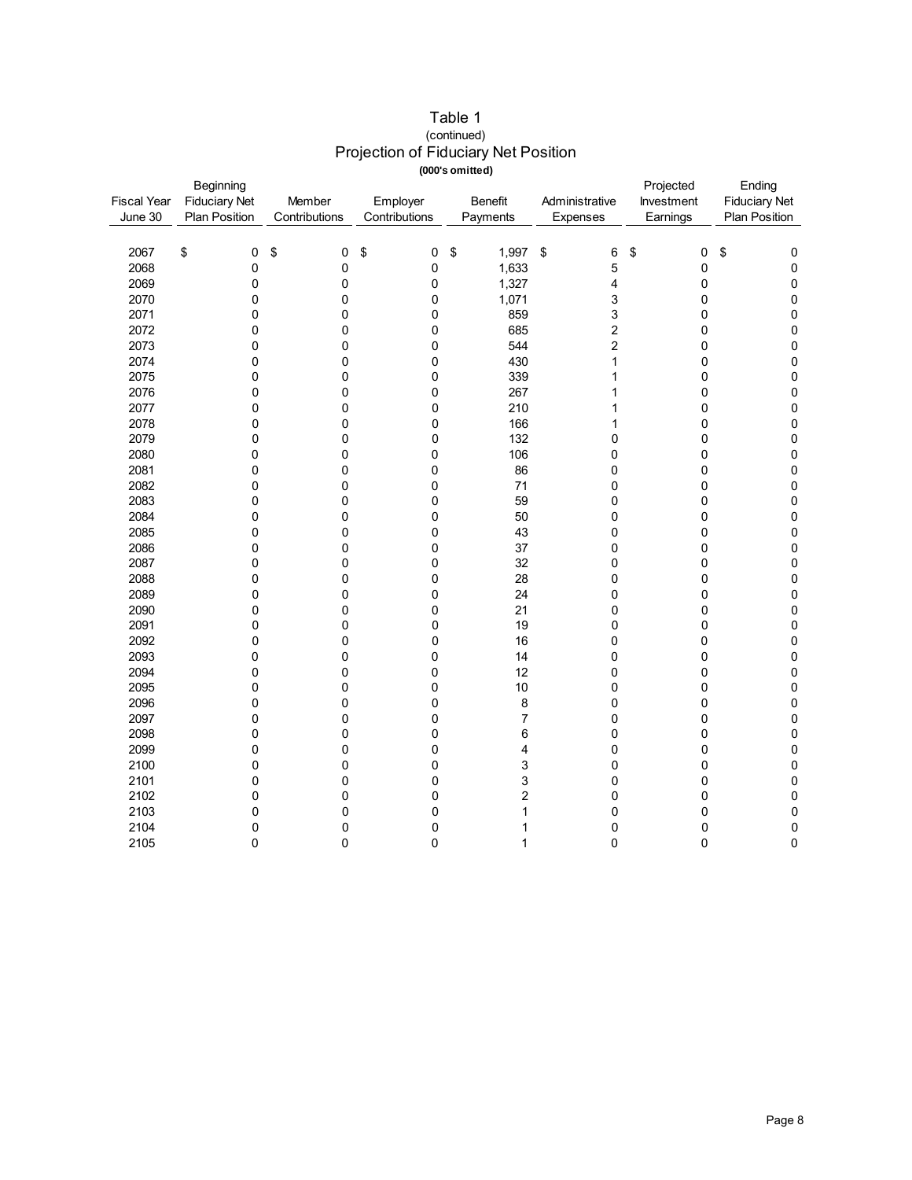# Table 1

(continued)

## Projection of Fiduciary Net Position

**(000's omitted)**

| Fiscal Year June 30 | Beginning Fiduciary Net Plan Position | Member Contributions | Employer Contributions | Benefit Payments | Administrative Expenses | Projected Investment Earnings | Ending Fiduciary Net Plan Position |
|---|---|---|---|---|---|---|---|
| 2067 | $ 0 | $ 0 | $ 0 | $ 1,997 | $ 6 | $ 0 | $ 0 |
| 2068 | 0 | 0 | 0 | 1,633 | 5 | 0 | 0 |
| 2069 | 0 | 0 | 0 | 1,327 | 4 | 0 | 0 |
| 2070 | 0 | 0 | 0 | 1,071 | 3 | 0 | 0 |
| 2071 | 0 | 0 | 0 | 859 | 3 | 0 | 0 |
| 2072 | 0 | 0 | 0 | 685 | 2 | 0 | 0 |
| 2073 | 0 | 0 | 0 | 544 | 2 | 0 | 0 |
| 2074 | 0 | 0 | 0 | 430 | 1 | 0 | 0 |
| 2075 | 0 | 0 | 0 | 339 | 1 | 0 | 0 |
| 2076 | 0 | 0 | 0 | 267 | 1 | 0 | 0 |
| 2077 | 0 | 0 | 0 | 210 | 1 | 0 | 0 |
| 2078 | 0 | 0 | 0 | 166 | 1 | 0 | 0 |
| 2079 | 0 | 0 | 0 | 132 | 0 | 0 | 0 |
| 2080 | 0 | 0 | 0 | 106 | 0 | 0 | 0 |
| 2081 | 0 | 0 | 0 | 86 | 0 | 0 | 0 |
| 2082 | 0 | 0 | 0 | 71 | 0 | 0 | 0 |
| 2083 | 0 | 0 | 0 | 59 | 0 | 0 | 0 |
| 2084 | 0 | 0 | 0 | 50 | 0 | 0 | 0 |
| 2085 | 0 | 0 | 0 | 43 | 0 | 0 | 0 |
| 2086 | 0 | 0 | 0 | 37 | 0 | 0 | 0 |
| 2087 | 0 | 0 | 0 | 32 | 0 | 0 | 0 |
| 2088 | 0 | 0 | 0 | 28 | 0 | 0 | 0 |
| 2089 | 0 | 0 | 0 | 24 | 0 | 0 | 0 |
| 2090 | 0 | 0 | 0 | 21 | 0 | 0 | 0 |
| 2091 | 0 | 0 | 0 | 19 | 0 | 0 | 0 |
| 2092 | 0 | 0 | 0 | 16 | 0 | 0 | 0 |
| 2093 | 0 | 0 | 0 | 14 | 0 | 0 | 0 |
| 2094 | 0 | 0 | 0 | 12 | 0 | 0 | 0 |
| 2095 | 0 | 0 | 0 | 10 | 0 | 0 | 0 |
| 2096 | 0 | 0 | 0 | 8 | 0 | 0 | 0 |
| 2097 | 0 | 0 | 0 | 7 | 0 | 0 | 0 |
| 2098 | 0 | 0 | 0 | 6 | 0 | 0 | 0 |
| 2099 | 0 | 0 | 0 | 4 | 0 | 0 | 0 |
| 2100 | 0 | 0 | 0 | 3 | 0 | 0 | 0 |
| 2101 | 0 | 0 | 0 | 3 | 0 | 0 | 0 |
| 2102 | 0 | 0 | 0 | 2 | 0 | 0 | 0 |
| 2103 | 0 | 0 | 0 | 1 | 0 | 0 | 0 |
| 2104 | 0 | 0 | 0 | 1 | 0 | 0 | 0 |
| 2105 | 0 | 0 | 0 | 1 | 0 | 0 | 0 |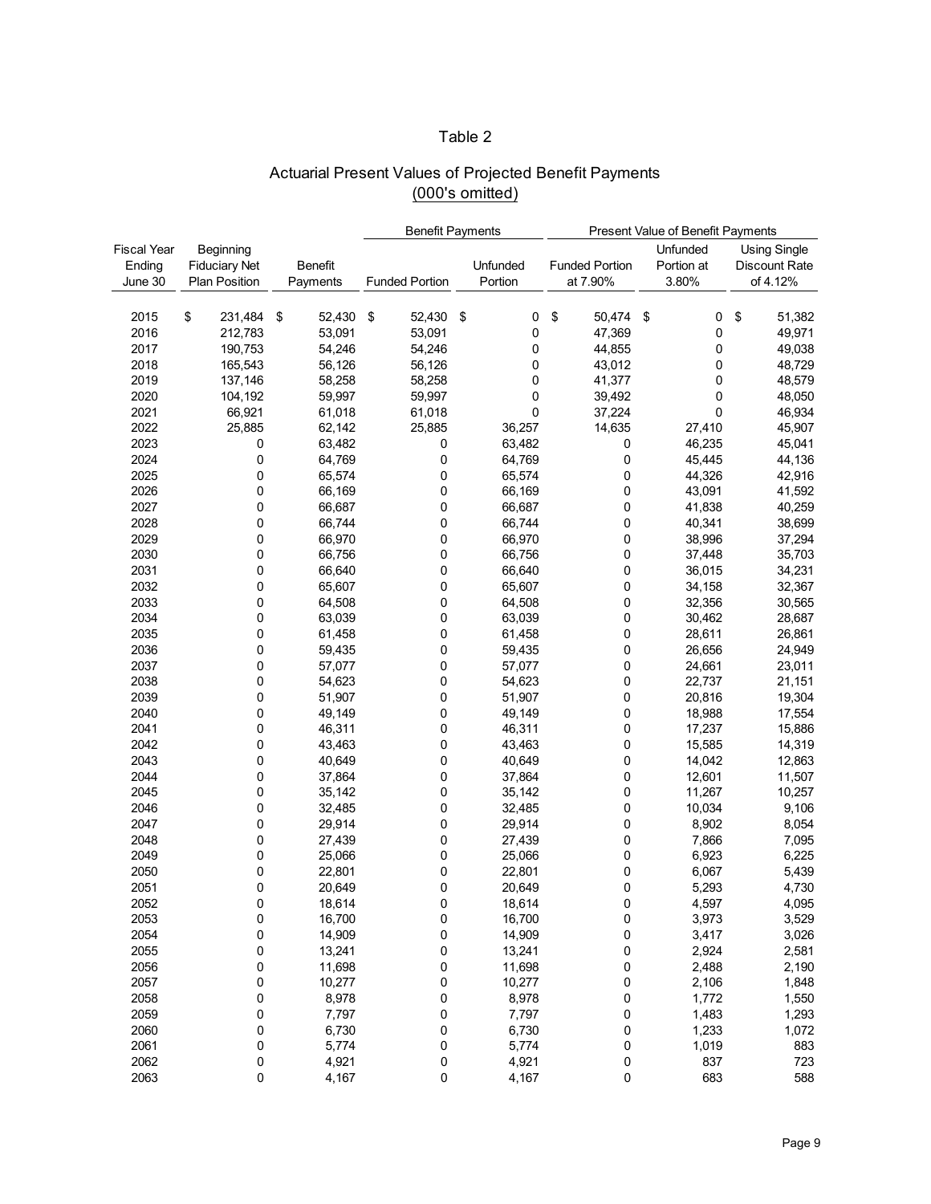# Table 2

## Actuarial Present Values of Projected Benefit Payments
(000's omitted)

| Fiscal Year Ending June 30 | Beginning Fiduciary Net Plan Position | Benefit Payments | Benefit Payments | | Present Value of Benefit Payments | | |
|---|---|---|---|---|---|---|---|
| | | | Funded Portion | Unfunded Portion | Funded Portion at 7.90% | Unfunded Portion at 3.80% | Using Single Discount Rate of 4.12% |
| 2015 | $ 231,484 | $ 52,430 | $ 52,430 | $ 0 | $ 50,474 | $ 0 | $ 51,382 |
| 2016 | 212,783 | 53,091 | 53,091 | 0 | 47,369 | 0 | 49,971 |
| 2017 | 190,753 | 54,246 | 54,246 | 0 | 44,855 | 0 | 49,038 |
| 2018 | 165,543 | 56,126 | 56,126 | 0 | 43,012 | 0 | 48,729 |
| 2019 | 137,146 | 58,258 | 58,258 | 0 | 41,377 | 0 | 48,579 |
| 2020 | 104,192 | 59,997 | 59,997 | 0 | 39,492 | 0 | 48,050 |
| 2021 | 66,921 | 61,018 | 61,018 | 0 | 37,224 | 0 | 46,934 |
| 2022 | 25,885 | 62,142 | 25,885 | 36,257 | 14,635 | 27,410 | 45,907 |
| 2023 | 0 | 63,482 | 0 | 63,482 | 0 | 46,235 | 45,041 |
| 2024 | 0 | 64,769 | 0 | 64,769 | 0 | 45,445 | 44,136 |
| 2025 | 0 | 65,574 | 0 | 65,574 | 0 | 44,326 | 42,916 |
| 2026 | 0 | 66,169 | 0 | 66,169 | 0 | 43,091 | 41,592 |
| 2027 | 0 | 66,687 | 0 | 66,687 | 0 | 41,838 | 40,259 |
| 2028 | 0 | 66,744 | 0 | 66,744 | 0 | 40,341 | 38,699 |
| 2029 | 0 | 66,970 | 0 | 66,970 | 0 | 38,996 | 37,294 |
| 2030 | 0 | 66,756 | 0 | 66,756 | 0 | 37,448 | 35,703 |
| 2031 | 0 | 66,640 | 0 | 66,640 | 0 | 36,015 | 34,231 |
| 2032 | 0 | 65,607 | 0 | 65,607 | 0 | 34,158 | 32,367 |
| 2033 | 0 | 64,508 | 0 | 64,508 | 0 | 32,356 | 30,565 |
| 2034 | 0 | 63,039 | 0 | 63,039 | 0 | 30,462 | 28,687 |
| 2035 | 0 | 61,458 | 0 | 61,458 | 0 | 28,611 | 26,861 |
| 2036 | 0 | 59,435 | 0 | 59,435 | 0 | 26,656 | 24,949 |
| 2037 | 0 | 57,077 | 0 | 57,077 | 0 | 24,661 | 23,011 |
| 2038 | 0 | 54,623 | 0 | 54,623 | 0 | 22,737 | 21,151 |
| 2039 | 0 | 51,907 | 0 | 51,907 | 0 | 20,816 | 19,304 |
| 2040 | 0 | 49,149 | 0 | 49,149 | 0 | 18,988 | 17,554 |
| 2041 | 0 | 46,311 | 0 | 46,311 | 0 | 17,237 | 15,886 |
| 2042 | 0 | 43,463 | 0 | 43,463 | 0 | 15,585 | 14,319 |
| 2043 | 0 | 40,649 | 0 | 40,649 | 0 | 14,042 | 12,863 |
| 2044 | 0 | 37,864 | 0 | 37,864 | 0 | 12,601 | 11,507 |
| 2045 | 0 | 35,142 | 0 | 35,142 | 0 | 11,267 | 10,257 |
| 2046 | 0 | 32,485 | 0 | 32,485 | 0 | 10,034 | 9,106 |
| 2047 | 0 | 29,914 | 0 | 29,914 | 0 | 8,902 | 8,054 |
| 2048 | 0 | 27,439 | 0 | 27,439 | 0 | 7,866 | 7,095 |
| 2049 | 0 | 25,066 | 0 | 25,066 | 0 | 6,923 | 6,225 |
| 2050 | 0 | 22,801 | 0 | 22,801 | 0 | 6,067 | 5,439 |
| 2051 | 0 | 20,649 | 0 | 20,649 | 0 | 5,293 | 4,730 |
| 2052 | 0 | 18,614 | 0 | 18,614 | 0 | 4,597 | 4,095 |
| 2053 | 0 | 16,700 | 0 | 16,700 | 0 | 3,973 | 3,529 |
| 2054 | 0 | 14,909 | 0 | 14,909 | 0 | 3,417 | 3,026 |
| 2055 | 0 | 13,241 | 0 | 13,241 | 0 | 2,924 | 2,581 |
| 2056 | 0 | 11,698 | 0 | 11,698 | 0 | 2,488 | 2,190 |
| 2057 | 0 | 10,277 | 0 | 10,277 | 0 | 2,106 | 1,848 |
| 2058 | 0 | 8,978 | 0 | 8,978 | 0 | 1,772 | 1,550 |
| 2059 | 0 | 7,797 | 0 | 7,797 | 0 | 1,483 | 1,293 |
| 2060 | 0 | 6,730 | 0 | 6,730 | 0 | 1,233 | 1,072 |
| 2061 | 0 | 5,774 | 0 | 5,774 | 0 | 1,019 | 883 |
| 2062 | 0 | 4,921 | 0 | 4,921 | 0 | 837 | 723 |
| 2063 | 0 | 4,167 | 0 | 4,167 | 0 | 683 | 588 |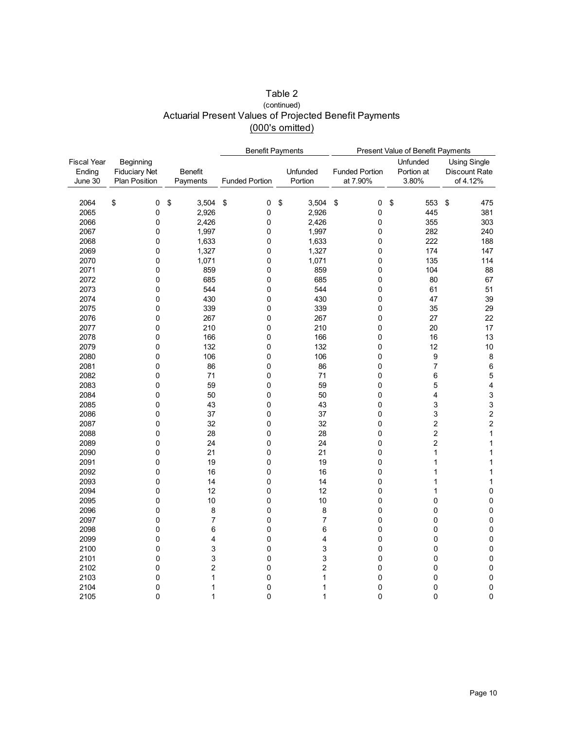# Table 2
(continued)
## Actuarial Present Values of Projected Benefit Payments
(000's omitted)

| | | | Benefit Payments | | Present Value of Benefit Payments | | |
|---|---|---|---|---|---|---|---|
| Fiscal Year Ending June 30 | Beginning Fiduciary Net Plan Position | Benefit Payments | Funded Portion | Unfunded Portion | Funded Portion at 7.90% | Unfunded Portion at 3.80% | Using Single Discount Rate of 4.12% |
| 2064 | $ 0 | $ 3,504 | $ 0 | $ 3,504 | $ 0 | $ 553 | $ 475 |
| 2065 | 0 | 2,926 | 0 | 2,926 | 0 | 445 | 381 |
| 2066 | 0 | 2,426 | 0 | 2,426 | 0 | 355 | 303 |
| 2067 | 0 | 1,997 | 0 | 1,997 | 0 | 282 | 240 |
| 2068 | 0 | 1,633 | 0 | 1,633 | 0 | 222 | 188 |
| 2069 | 0 | 1,327 | 0 | 1,327 | 0 | 174 | 147 |
| 2070 | 0 | 1,071 | 0 | 1,071 | 0 | 135 | 114 |
| 2071 | 0 | 859 | 0 | 859 | 0 | 104 | 88 |
| 2072 | 0 | 685 | 0 | 685 | 0 | 80 | 67 |
| 2073 | 0 | 544 | 0 | 544 | 0 | 61 | 51 |
| 2074 | 0 | 430 | 0 | 430 | 0 | 47 | 39 |
| 2075 | 0 | 339 | 0 | 339 | 0 | 35 | 29 |
| 2076 | 0 | 267 | 0 | 267 | 0 | 27 | 22 |
| 2077 | 0 | 210 | 0 | 210 | 0 | 20 | 17 |
| 2078 | 0 | 166 | 0 | 166 | 0 | 16 | 13 |
| 2079 | 0 | 132 | 0 | 132 | 0 | 12 | 10 |
| 2080 | 0 | 106 | 0 | 106 | 0 | 9 | 8 |
| 2081 | 0 | 86 | 0 | 86 | 0 | 7 | 6 |
| 2082 | 0 | 71 | 0 | 71 | 0 | 6 | 5 |
| 2083 | 0 | 59 | 0 | 59 | 0 | 5 | 4 |
| 2084 | 0 | 50 | 0 | 50 | 0 | 4 | 3 |
| 2085 | 0 | 43 | 0 | 43 | 0 | 3 | 3 |
| 2086 | 0 | 37 | 0 | 37 | 0 | 3 | 2 |
| 2087 | 0 | 32 | 0 | 32 | 0 | 2 | 2 |
| 2088 | 0 | 28 | 0 | 28 | 0 | 2 | 1 |
| 2089 | 0 | 24 | 0 | 24 | 0 | 2 | 1 |
| 2090 | 0 | 21 | 0 | 21 | 0 | 1 | 1 |
| 2091 | 0 | 19 | 0 | 19 | 0 | 1 | 1 |
| 2092 | 0 | 16 | 0 | 16 | 0 | 1 | 1 |
| 2093 | 0 | 14 | 0 | 14 | 0 | 1 | 1 |
| 2094 | 0 | 12 | 0 | 12 | 0 | 1 | 0 |
| 2095 | 0 | 10 | 0 | 10 | 0 | 0 | 0 |
| 2096 | 0 | 8 | 0 | 8 | 0 | 0 | 0 |
| 2097 | 0 | 7 | 0 | 7 | 0 | 0 | 0 |
| 2098 | 0 | 6 | 0 | 6 | 0 | 0 | 0 |
| 2099 | 0 | 4 | 0 | 4 | 0 | 0 | 0 |
| 2100 | 0 | 3 | 0 | 3 | 0 | 0 | 0 |
| 2101 | 0 | 3 | 0 | 3 | 0 | 0 | 0 |
| 2102 | 0 | 2 | 0 | 2 | 0 | 0 | 0 |
| 2103 | 0 | 1 | 0 | 1 | 0 | 0 | 0 |
| 2104 | 0 | 1 | 0 | 1 | 0 | 0 | 0 |
| 2105 | 0 | 1 | 0 | 1 | 0 | 0 | 0 |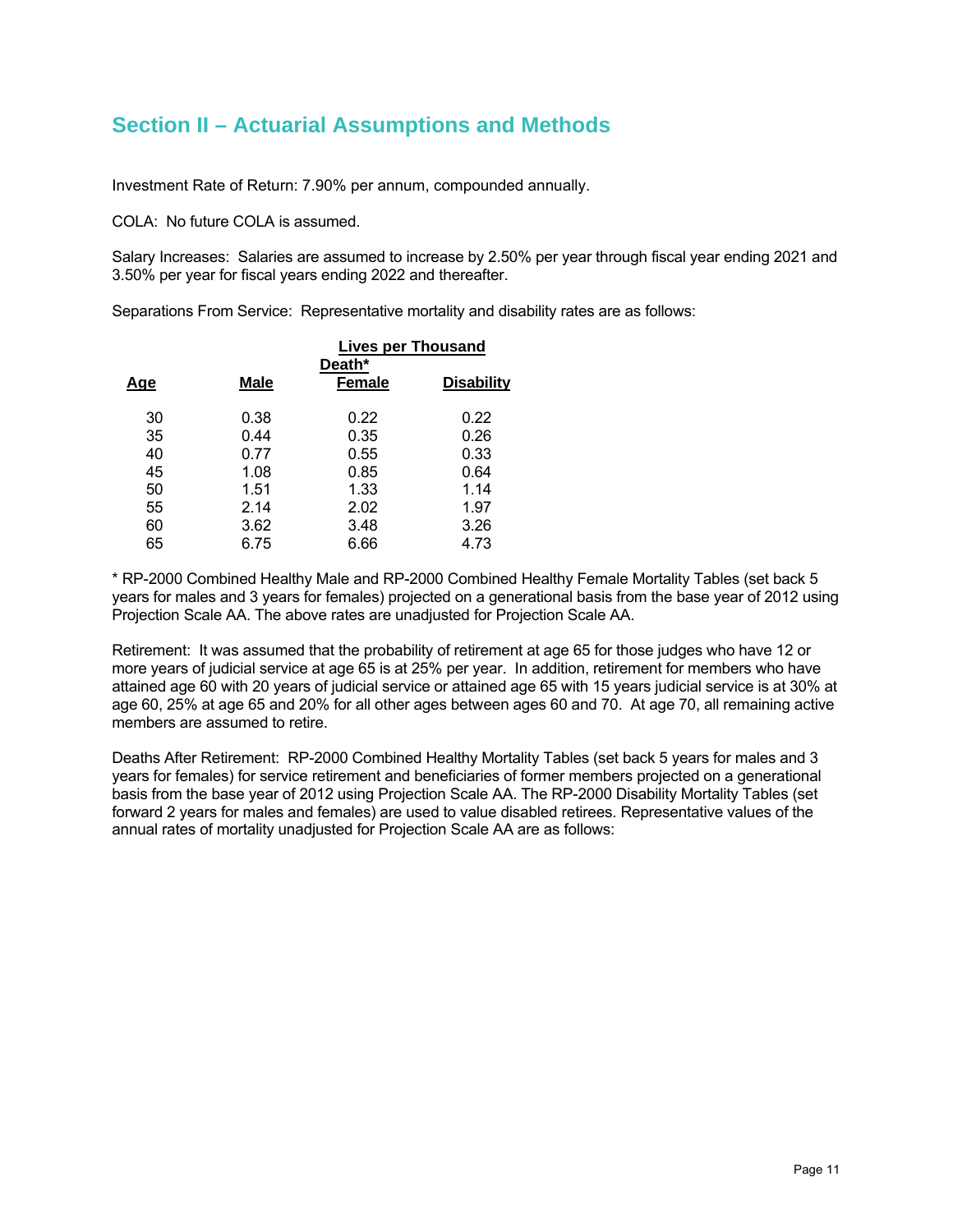## Section II – Actuarial Assumptions and Methods

Investment Rate of Return: 7.90% per annum, compounded annually.

COLA: No future COLA is assumed.

Salary Increases: Salaries are assumed to increase by 2.50% per year through fiscal year ending 2021 and 3.50% per year for fiscal years ending 2022 and thereafter.

Separations From Service: Representative mortality and disability rates are as follows:

| | Lives per Thousand | | |
|---|---|---|---|
| | Death* | | |
| **Age** | **Male** | **Female** | **Disability** |
| 30 | 0.38 | 0.22 | 0.22 |
| 35 | 0.44 | 0.35 | 0.26 |
| 40 | 0.77 | 0.55 | 0.33 |
| 45 | 1.08 | 0.85 | 0.64 |
| 50 | 1.51 | 1.33 | 1.14 |
| 55 | 2.14 | 2.02 | 1.97 |
| 60 | 3.62 | 3.48 | 3.26 |
| 65 | 6.75 | 6.66 | 4.73 |

* RP-2000 Combined Healthy Male and RP-2000 Combined Healthy Female Mortality Tables (set back 5 years for males and 3 years for females) projected on a generational basis from the base year of 2012 using Projection Scale AA. The above rates are unadjusted for Projection Scale AA.

Retirement: It was assumed that the probability of retirement at age 65 for those judges who have 12 or more years of judicial service at age 65 is at 25% per year. In addition, retirement for members who have attained age 60 with 20 years of judicial service or attained age 65 with 15 years judicial service is at 30% at age 60, 25% at age 65 and 20% for all other ages between ages 60 and 70. At age 70, all remaining active members are assumed to retire.

Deaths After Retirement: RP-2000 Combined Healthy Mortality Tables (set back 5 years for males and 3 years for females) for service retirement and beneficiaries of former members projected on a generational basis from the base year of 2012 using Projection Scale AA. The RP-2000 Disability Mortality Tables (set forward 2 years for males and females) are used to value disabled retirees. Representative values of the annual rates of mortality unadjusted for Projection Scale AA are as follows: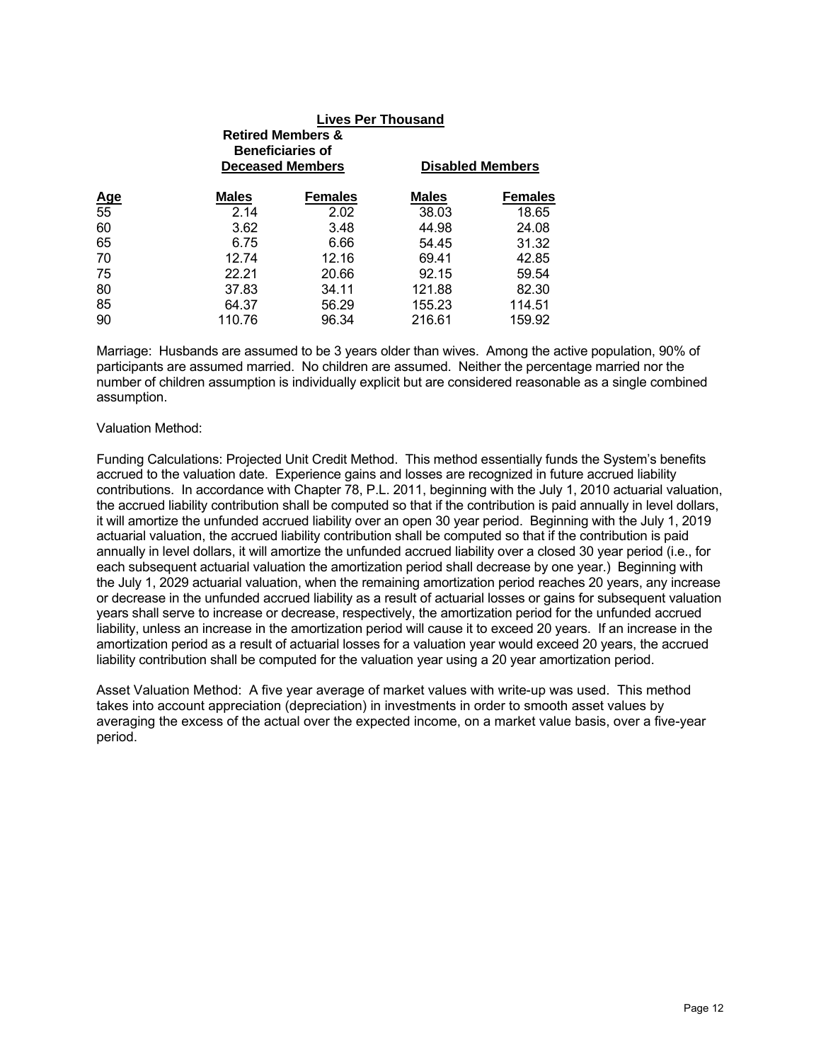| | Lives Per Thousand | | | |
|---|---|---|---|---|
| | Retired Members & Beneficiaries of Deceased Members | | Disabled Members | |
| Age | Males | Females | Males | Females |
| 55 | 2.14 | 2.02 | 38.03 | 18.65 |
| 60 | 3.62 | 3.48 | 44.98 | 24.08 |
| 65 | 6.75 | 6.66 | 54.45 | 31.32 |
| 70 | 12.74 | 12.16 | 69.41 | 42.85 |
| 75 | 22.21 | 20.66 | 92.15 | 59.54 |
| 80 | 37.83 | 34.11 | 121.88 | 82.30 |
| 85 | 64.37 | 56.29 | 155.23 | 114.51 |
| 90 | 110.76 | 96.34 | 216.61 | 159.92 |

Marriage: Husbands are assumed to be 3 years older than wives. Among the active population, 90% of participants are assumed married. No children are assumed. Neither the percentage married nor the number of children assumption is individually explicit but are considered reasonable as a single combined assumption.

Valuation Method:

Funding Calculations: Projected Unit Credit Method. This method essentially funds the System's benefits accrued to the valuation date. Experience gains and losses are recognized in future accrued liability contributions. In accordance with Chapter 78, P.L. 2011, beginning with the July 1, 2010 actuarial valuation, the accrued liability contribution shall be computed so that if the contribution is paid annually in level dollars, it will amortize the unfunded accrued liability over an open 30 year period. Beginning with the July 1, 2019 actuarial valuation, the accrued liability contribution shall be computed so that if the contribution is paid annually in level dollars, it will amortize the unfunded accrued liability over a closed 30 year period (i.e., for each subsequent actuarial valuation the amortization period shall decrease by one year.) Beginning with the July 1, 2029 actuarial valuation, when the remaining amortization period reaches 20 years, any increase or decrease in the unfunded accrued liability as a result of actuarial losses or gains for subsequent valuation years shall serve to increase or decrease, respectively, the amortization period for the unfunded accrued liability, unless an increase in the amortization period will cause it to exceed 20 years. If an increase in the amortization period as a result of actuarial losses for a valuation year would exceed 20 years, the accrued liability contribution shall be computed for the valuation year using a 20 year amortization period.

Asset Valuation Method: A five year average of market values with write-up was used. This method takes into account appreciation (depreciation) in investments in order to smooth asset values by averaging the excess of the actual over the expected income, on a market value basis, over a five-year period.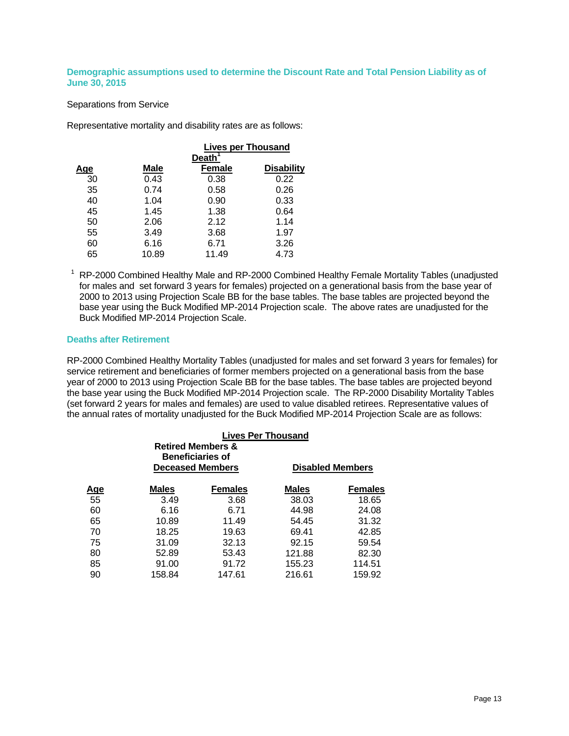### Demographic assumptions used to determine the Discount Rate and Total Pension Liability as of June 30, 2015

Separations from Service

Representative mortality and disability rates are as follows:

| | Lives per Thousand | | |
|---|---|---|---|
| | Death[1] | | |
| Age | Male | Female | Disability |
| 30 | 0.43 | 0.38 | 0.22 |
| 35 | 0.74 | 0.58 | 0.26 |
| 40 | 1.04 | 0.90 | 0.33 |
| 45 | 1.45 | 1.38 | 0.64 |
| 50 | 2.06 | 2.12 | 1.14 |
| 55 | 3.49 | 3.68 | 1.97 |
| 60 | 6.16 | 6.71 | 3.26 |
| 65 | 10.89 | 11.49 | 4.73 |

[1] RP-2000 Combined Healthy Male and RP-2000 Combined Healthy Female Mortality Tables (unadjusted for males and set forward 3 years for females) projected on a generational basis from the base year of 2000 to 2013 using Projection Scale BB for the base tables. The base tables are projected beyond the base year using the Buck Modified MP-2014 Projection scale. The above rates are unadjusted for the Buck Modified MP-2014 Projection Scale.

### Deaths after Retirement

RP-2000 Combined Healthy Mortality Tables (unadjusted for males and set forward 3 years for females) for service retirement and beneficiaries of former members projected on a generational basis from the base year of 2000 to 2013 using Projection Scale BB for the base tables. The base tables are projected beyond the base year using the Buck Modified MP-2014 Projection scale. The RP-2000 Disability Mortality Tables (set forward 2 years for males and females) are used to value disabled retirees. Representative values of the annual rates of mortality unadjusted for the Buck Modified MP-2014 Projection Scale are as follows:

| | Lives Per Thousand | | | |
|---|---|---|---|---|
| | Retired Members & Beneficiaries of Deceased Members | | Disabled Members | |
| Age | Males | Females | Males | Females |
| 55 | 3.49 | 3.68 | 38.03 | 18.65 |
| 60 | 6.16 | 6.71 | 44.98 | 24.08 |
| 65 | 10.89 | 11.49 | 54.45 | 31.32 |
| 70 | 18.25 | 19.63 | 69.41 | 42.85 |
| 75 | 31.09 | 32.13 | 92.15 | 59.54 |
| 80 | 52.89 | 53.43 | 121.88 | 82.30 |
| 85 | 91.00 | 91.72 | 155.23 | 114.51 |
| 90 | 158.84 | 147.61 | 216.61 | 159.92 |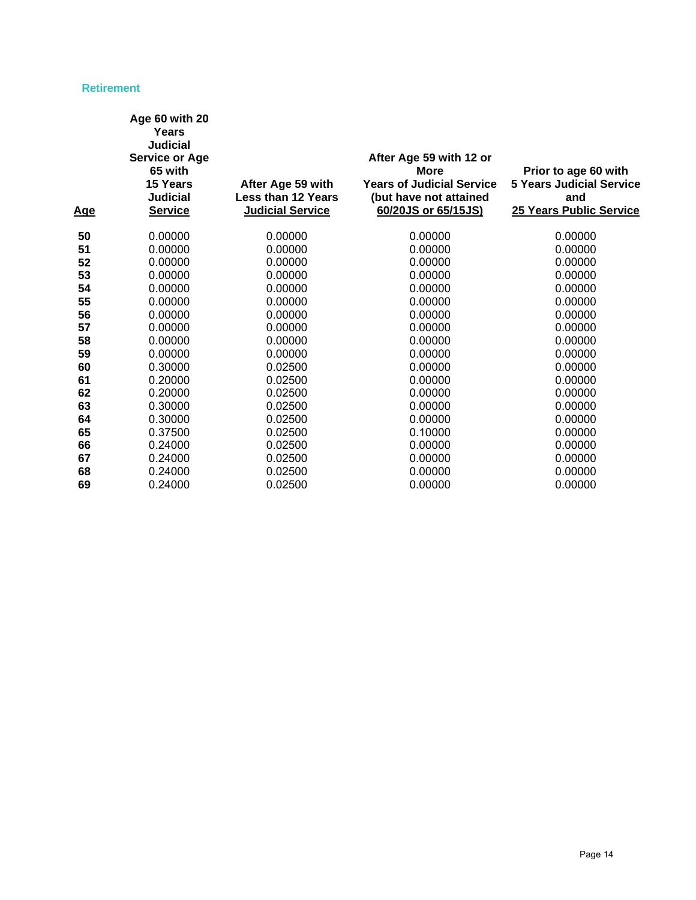### Retirement

| Age | Age 60 with 20 Years Judicial Service or Age 65 with 15 Years Judicial Service | After Age 59 with Less than 12 Years Judicial Service | After Age 59 with 12 or More Years of Judicial Service (but have not attained 60/20JS or 65/15JS) | Prior to age 60 with 5 Years Judicial Service and 25 Years Public Service |
|---|---|---|---|---|
| **50** | 0.00000 | 0.00000 | 0.00000 | 0.00000 |
| **51** | 0.00000 | 0.00000 | 0.00000 | 0.00000 |
| **52** | 0.00000 | 0.00000 | 0.00000 | 0.00000 |
| **53** | 0.00000 | 0.00000 | 0.00000 | 0.00000 |
| **54** | 0.00000 | 0.00000 | 0.00000 | 0.00000 |
| **55** | 0.00000 | 0.00000 | 0.00000 | 0.00000 |
| **56** | 0.00000 | 0.00000 | 0.00000 | 0.00000 |
| **57** | 0.00000 | 0.00000 | 0.00000 | 0.00000 |
| **58** | 0.00000 | 0.00000 | 0.00000 | 0.00000 |
| **59** | 0.00000 | 0.00000 | 0.00000 | 0.00000 |
| **60** | 0.30000 | 0.02500 | 0.00000 | 0.00000 |
| **61** | 0.20000 | 0.02500 | 0.00000 | 0.00000 |
| **62** | 0.20000 | 0.02500 | 0.00000 | 0.00000 |
| **63** | 0.30000 | 0.02500 | 0.00000 | 0.00000 |
| **64** | 0.30000 | 0.02500 | 0.00000 | 0.00000 |
| **65** | 0.37500 | 0.02500 | 0.10000 | 0.00000 |
| **66** | 0.24000 | 0.02500 | 0.00000 | 0.00000 |
| **67** | 0.24000 | 0.02500 | 0.00000 | 0.00000 |
| **68** | 0.24000 | 0.02500 | 0.00000 | 0.00000 |
| **69** | 0.24000 | 0.02500 | 0.00000 | 0.00000 |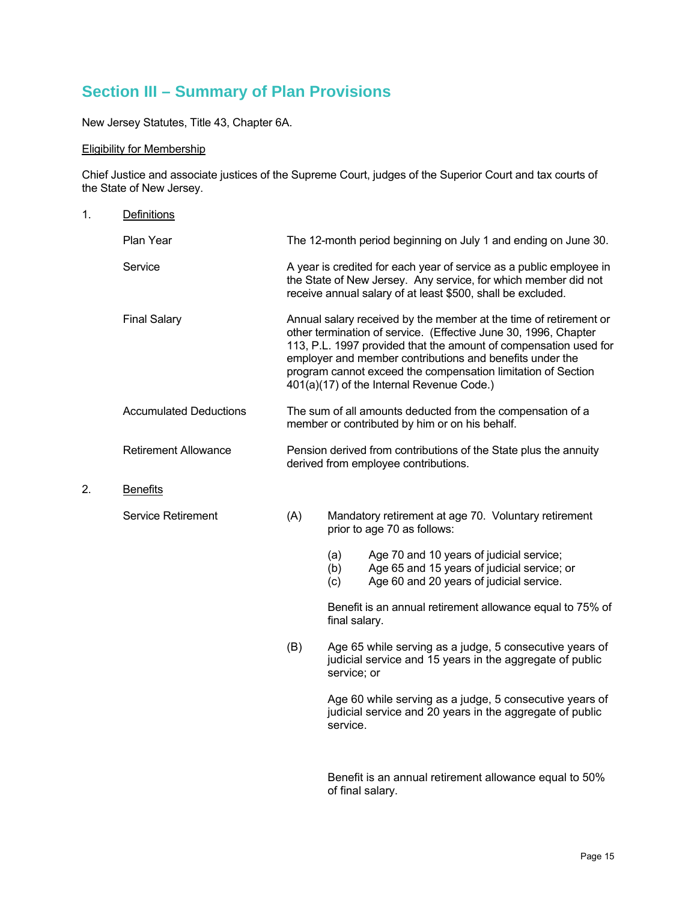## Section III – Summary of Plan Provisions

New Jersey Statutes, Title 43, Chapter 6A.

Eligibility for Membership

Chief Justice and associate justices of the Supreme Court, judges of the Superior Court and tax courts of the State of New Jersey.

1. Definitions

| | |
|---|---|
| Plan Year | The 12-month period beginning on July 1 and ending on June 30. |
| Service | A year is credited for each year of service as a public employee in the State of New Jersey. Any service, for which member did not receive annual salary of at least $500, shall be excluded. |
| Final Salary | Annual salary received by the member at the time of retirement or other termination of service. (Effective June 30, 1996, Chapter 113, P.L. 1997 provided that the amount of compensation used for employer and member contributions and benefits under the program cannot exceed the compensation limitation of Section 401(a)(17) of the Internal Revenue Code.) |
| Accumulated Deductions | The sum of all amounts deducted from the compensation of a member or contributed by him or on his behalf. |
| Retirement Allowance | Pension derived from contributions of the State plus the annuity derived from employee contributions. |

2. Benefits

Service Retirement

(A) Mandatory retirement at age 70. Voluntary retirement prior to age 70 as follows:

- (a) Age 70 and 10 years of judicial service;
- (b) Age 65 and 15 years of judicial service; or
- (c) Age 60 and 20 years of judicial service.

Benefit is an annual retirement allowance equal to 75% of final salary.

(B) Age 65 while serving as a judge, 5 consecutive years of judicial service and 15 years in the aggregate of public service; or

Age 60 while serving as a judge, 5 consecutive years of judicial service and 20 years in the aggregate of public service.

Benefit is an annual retirement allowance equal to 50% of final salary.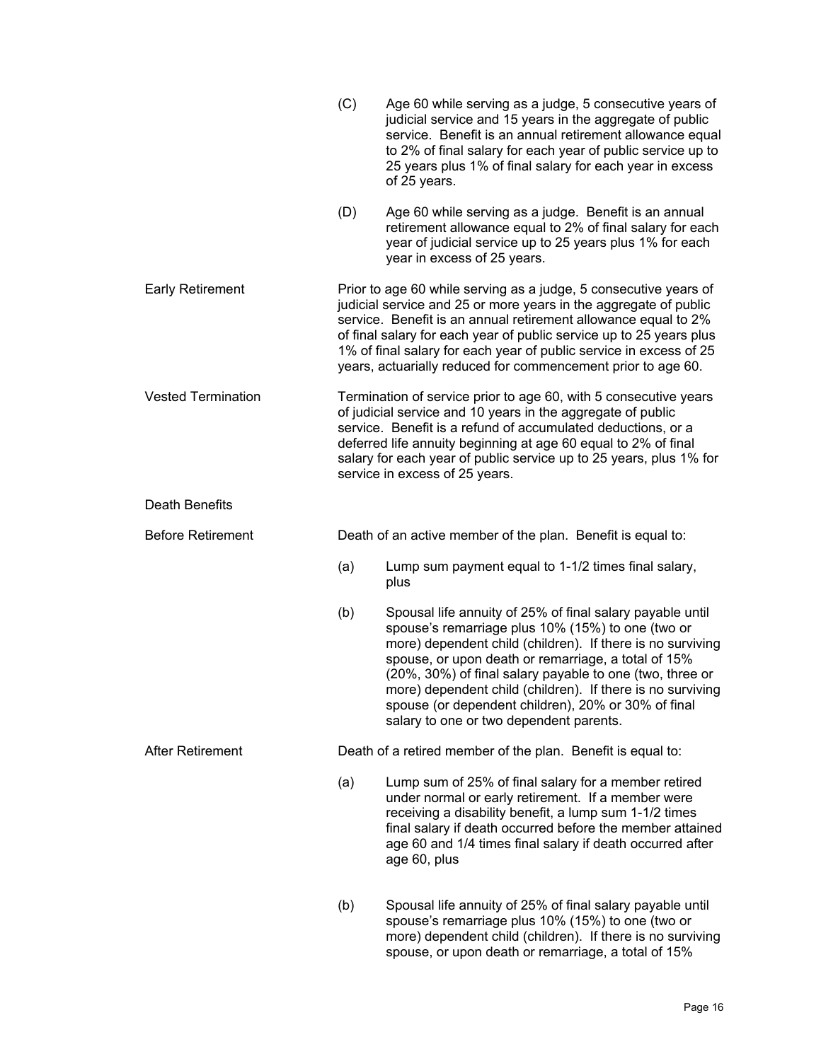(C) Age 60 while serving as a judge, 5 consecutive years of judicial service and 15 years in the aggregate of public service. Benefit is an annual retirement allowance equal to 2% of final salary for each year of public service up to 25 years plus 1% of final salary for each year in excess of 25 years.

(D) Age 60 while serving as a judge. Benefit is an annual retirement allowance equal to 2% of final salary for each year of judicial service up to 25 years plus 1% for each year in excess of 25 years.

**Early Retirement**

Prior to age 60 while serving as a judge, 5 consecutive years of judicial service and 25 or more years in the aggregate of public service. Benefit is an annual retirement allowance equal to 2% of final salary for each year of public service up to 25 years plus 1% of final salary for each year of public service in excess of 25 years, actuarially reduced for commencement prior to age 60.

**Vested Termination**

Termination of service prior to age 60, with 5 consecutive years of judicial service and 10 years in the aggregate of public service. Benefit is a refund of accumulated deductions, or a deferred life annuity beginning at age 60 equal to 2% of final salary for each year of public service up to 25 years, plus 1% for service in excess of 25 years.

**Death Benefits**

**Before Retirement**

Death of an active member of the plan. Benefit is equal to:

(a) Lump sum payment equal to 1-1/2 times final salary, plus

(b) Spousal life annuity of 25% of final salary payable until spouse's remarriage plus 10% (15%) to one (two or more) dependent child (children). If there is no surviving spouse, or upon death or remarriage, a total of 15% (20%, 30%) of final salary payable to one (two, three or more) dependent child (children). If there is no surviving spouse (or dependent children), 20% or 30% of final salary to one or two dependent parents.

**After Retirement**

Death of a retired member of the plan. Benefit is equal to:

(a) Lump sum of 25% of final salary for a member retired under normal or early retirement. If a member were receiving a disability benefit, a lump sum 1-1/2 times final salary if death occurred before the member attained age 60 and 1/4 times final salary if death occurred after age 60, plus

(b) Spousal life annuity of 25% of final salary payable until spouse's remarriage plus 10% (15%) to one (two or more) dependent child (children). If there is no surviving spouse, or upon death or remarriage, a total of 15%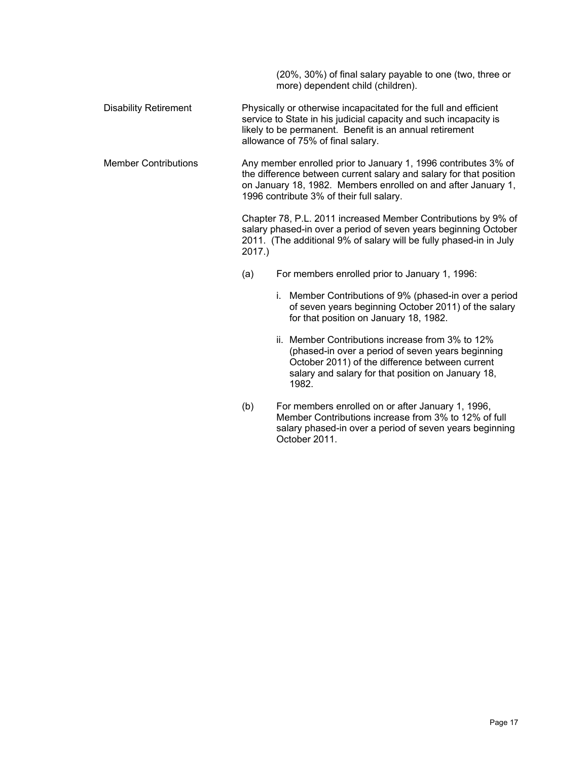(20%, 30%) of final salary payable to one (two, three or more) dependent child (children).

**Disability Retirement**

Physically or otherwise incapacitated for the full and efficient service to State in his judicial capacity and such incapacity is likely to be permanent. Benefit is an annual retirement allowance of 75% of final salary.

**Member Contributions**

Any member enrolled prior to January 1, 1996 contributes 3% of the difference between current salary and salary for that position on January 18, 1982. Members enrolled on and after January 1, 1996 contribute 3% of their full salary.

Chapter 78, P.L. 2011 increased Member Contributions by 9% of salary phased-in over a period of seven years beginning October 2011. (The additional 9% of salary will be fully phased-in in July 2017.)

(a) For members enrolled prior to January 1, 1996:

   i. Member Contributions of 9% (phased-in over a period of seven years beginning October 2011) of the salary for that position on January 18, 1982.

   ii. Member Contributions increase from 3% to 12% (phased-in over a period of seven years beginning October 2011) of the difference between current salary and salary for that position on January 18, 1982.

(b) For members enrolled on or after January 1, 1996, Member Contributions increase from 3% to 12% of full salary phased-in over a period of seven years beginning October 2011.